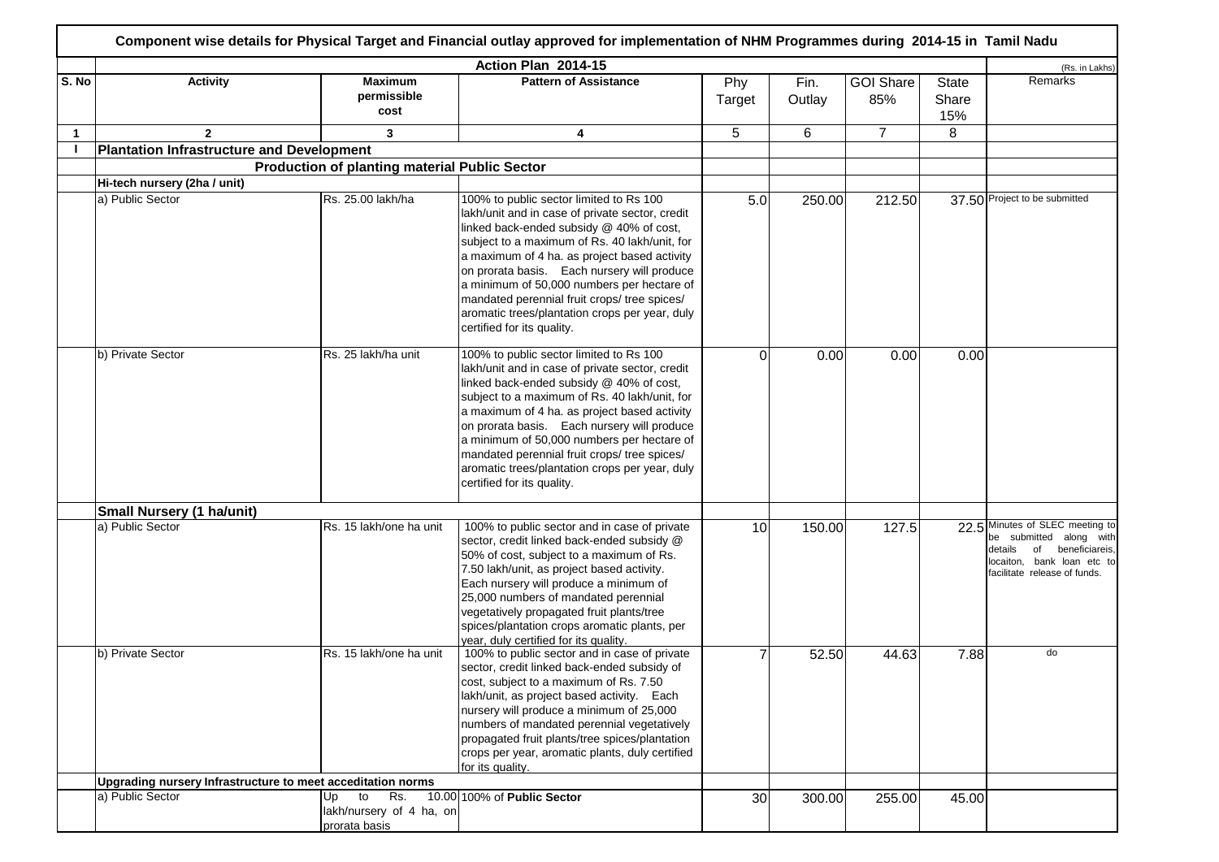# Component wise details for Physical Target and Financial outlay approved for implementation of NHM Programmes during 2014-15 in Tamil Nadu

**Action Plan 2014-15** (Rs. in Lakhs)

| S. No | Activity | Maximum permissible cost | Pattern of Assistance | Phy Target | Fin. Outlay | GOI Share 85% | State Share 15% | Remarks |
|---|---|---|---|---|---|---|---|---|
| 1 | 2 | 3 | 4 | 5 | 6 | 7 | 8 | |
| I | **Plantation Infrastructure and Development** | | | | | | | |
| | | **Production of planting material Public Sector** | | | | | | |
| | **Hi-tech nursery (2ha / unit)** | | | | | | | |
| | a) Public Sector | Rs. 25.00 lakh/ha | 100% to public sector limited to Rs 100 lakh/unit and in case of private sector, credit linked back-ended subsidy @ 40% of cost, subject to a maximum of Rs. 40 lakh/unit, for a maximum of 4 ha. as project based activity on prorata basis. Each nursery will produce a minimum of 50,000 numbers per hectare of mandated perennial fruit crops/ tree spices/ aromatic trees/plantation crops per year, duly certified for its quality. | 5.0 | 250.00 | 212.50 | 37.50 | Project to be submitted |
| | b) Private Sector | Rs. 25 lakh/ha unit | 100% to public sector limited to Rs 100 lakh/unit and in case of private sector, credit linked back-ended subsidy @ 40% of cost, subject to a maximum of Rs. 40 lakh/unit, for a maximum of 4 ha. as project based activity on prorata basis. Each nursery will produce a minimum of 50,000 numbers per hectare of mandated perennial fruit crops/ tree spices/ aromatic trees/plantation crops per year, duly certified for its quality. | 0 | 0.00 | 0.00 | 0.00 | |
| | **Small Nursery (1 ha/unit)** | | | | | | | |
| | a) Public Sector | Rs. 15 lakh/one ha unit | 100% to public sector and in case of private sector, credit linked back-ended subsidy @ 50% of cost, subject to a maximum of Rs. 7.50 lakh/unit, as project based activity. Each nursery will produce a minimum of 25,000 numbers of mandated perennial vegetatively propagated fruit plants/tree spices/plantation crops aromatic plants, per year, duly certified for its quality. | 10 | 150.00 | 127.5 | 22.5 | Minutes of SLEC meeting to be submitted along with details of beneficiareis, locaiton, bank loan etc to facilitate release of funds. |
| | b) Private Sector | Rs. 15 lakh/one ha unit | 100% to public sector and in case of private sector, credit linked back-ended subsidy of cost, subject to a maximum of Rs. 7.50 lakh/unit, as project based activity. Each nursery will produce a minimum of 25,000 numbers of mandated perennial vegetatively propagated fruit plants/tree spices/plantation crops per year, aromatic plants, duly certified for its quality. | 7 | 52.50 | 44.63 | 7.88 | do |
| | **Upgrading nursery Infrastructure to meet acceditation norms** | | | | | | | |
| | a) Public Sector | Up to Rs. 10.00 lakh/nursery of 4 ha, on prorata basis | 100% of **Public Sector** | 30 | 300.00 | 255.00 | 45.00 | |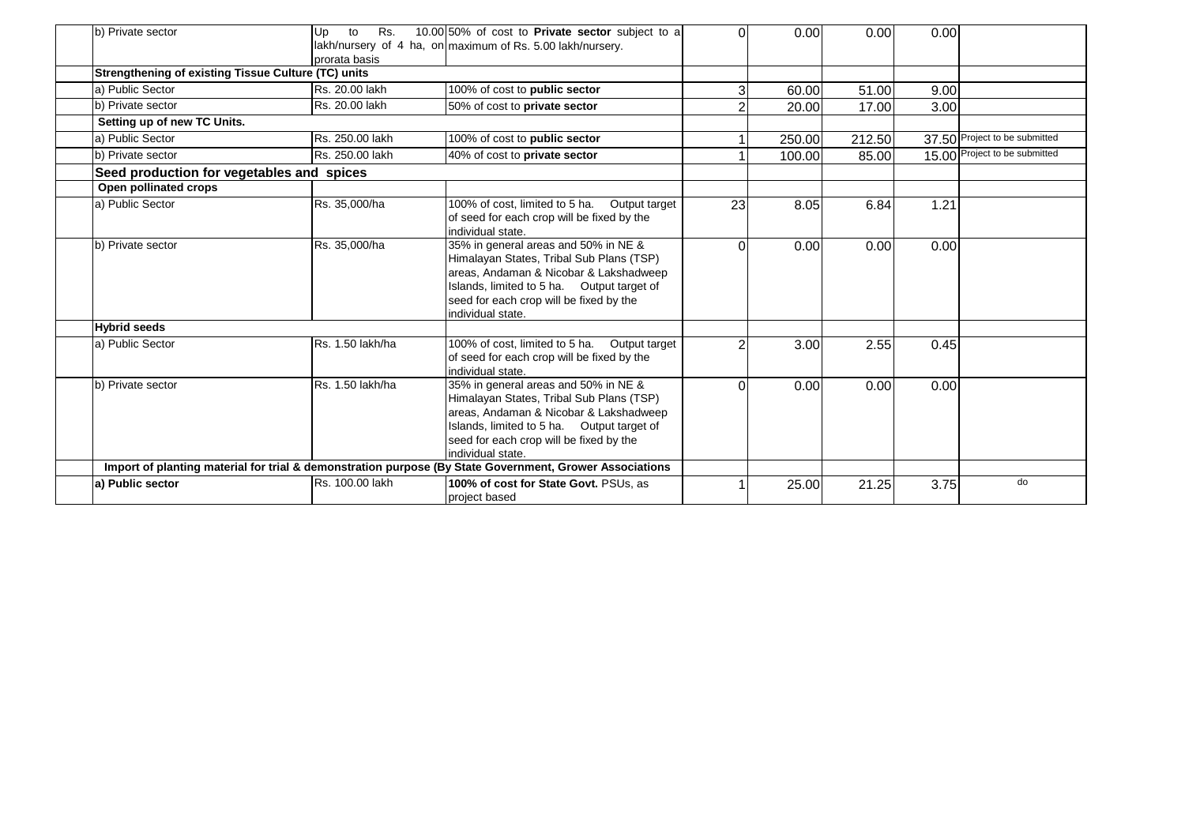| | | | | | | | |
|---|---|---|---|---|---|---|---|
| b) Private sector | Up to Rs. 10.00 lakh/nursery of 4 ha, on prorata basis | 50% of cost to **Private sector** subject to a maximum of Rs. 5.00 lakh/nursery. | 0 | 0.00 | 0.00 | 0.00 | |
| **Strengthening of existing Tissue Culture (TC) units** | | | | | | | |
| a) Public Sector | Rs. 20.00 lakh | 100% of cost to **public sector** | 3 | 60.00 | 51.00 | 9.00 | |
| b) Private sector | Rs. 20.00 lakh | 50% of cost to **private sector** | 2 | 20.00 | 17.00 | 3.00 | |
| **Setting up of new TC Units.** | | | | | | | |
| a) Public Sector | Rs. 250.00 lakh | 100% of cost to **public sector** | 1 | 250.00 | 212.50 | 37.50 | Project to be submitted |
| b) Private sector | Rs. 250.00 lakh | 40% of cost to **private sector** | 1 | 100.00 | 85.00 | 15.00 | Project to be submitted |
| **Seed production for vegetables and spices** | | | | | | | |
| **Open pollinated crops** | | | | | | | |
| a) Public Sector | Rs. 35,000/ha | 100% of cost, limited to 5 ha. Output target of seed for each crop will be fixed by the individual state. | 23 | 8.05 | 6.84 | 1.21 | |
| b) Private sector | Rs. 35,000/ha | 35% in general areas and 50% in NE & Himalayan States, Tribal Sub Plans (TSP) areas, Andaman & Nicobar & Lakshadweep Islands, limited to 5 ha. Output target of seed for each crop will be fixed by the individual state. | 0 | 0.00 | 0.00 | 0.00 | |
| **Hybrid seeds** | | | | | | | |
| a) Public Sector | Rs. 1.50 lakh/ha | 100% of cost, limited to 5 ha. Output target of seed for each crop will be fixed by the individual state. | 2 | 3.00 | 2.55 | 0.45 | |
| b) Private sector | Rs. 1.50 lakh/ha | 35% in general areas and 50% in NE & Himalayan States, Tribal Sub Plans (TSP) areas, Andaman & Nicobar & Lakshadweep Islands, limited to 5 ha. Output target of seed for each crop will be fixed by the individual state. | 0 | 0.00 | 0.00 | 0.00 | |
| **Import of planting material for trial & demonstration purpose (By State Government, Grower Associations** | | | | | | | |
| **a) Public sector** | Rs. 100.00 lakh | **100% of cost for State Govt.** PSUs, as project based | 1 | 25.00 | 21.25 | 3.75 | do |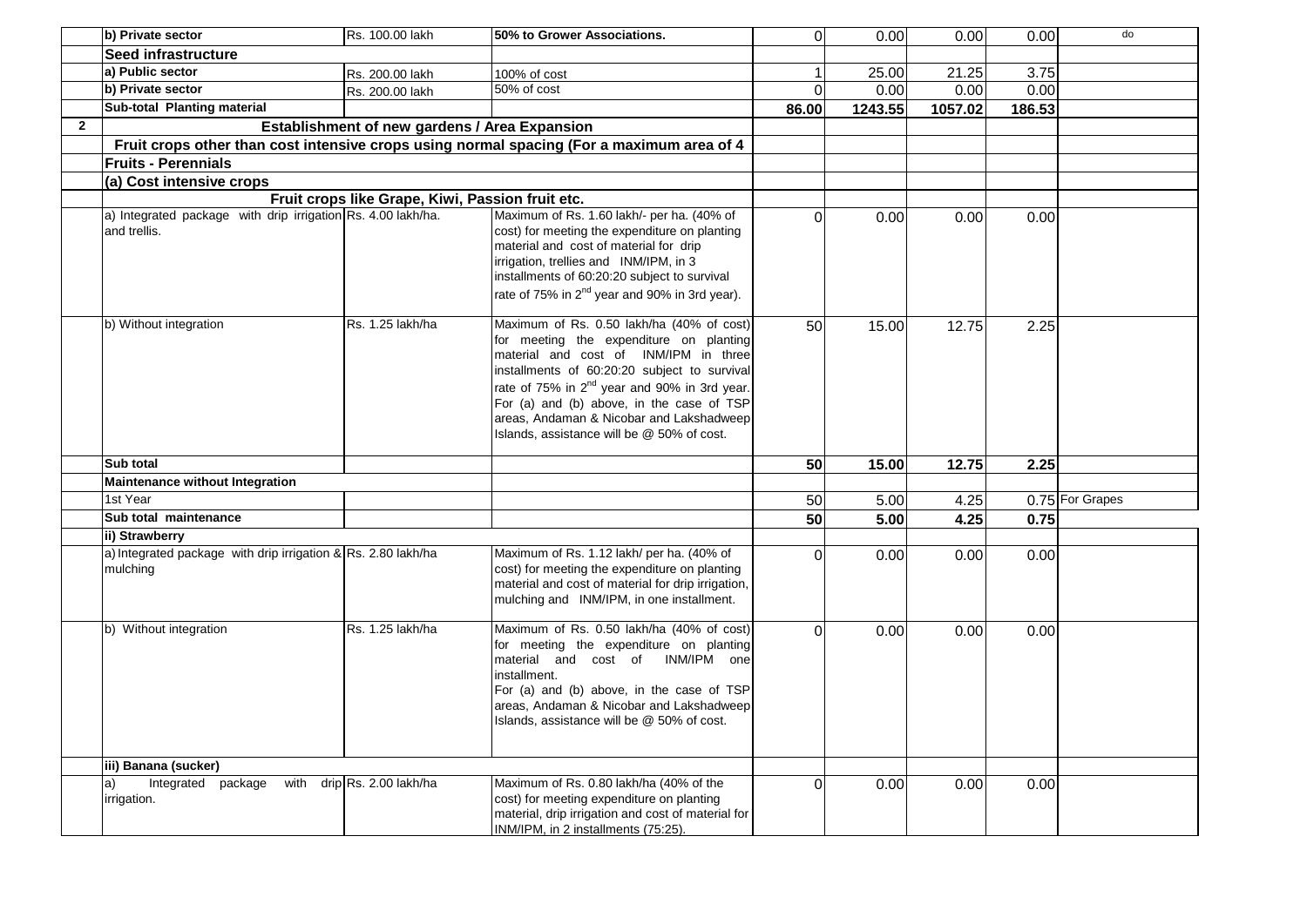| | | | | | | | | |
|---|---|---|---|---|---|---|---|---|
| | b) Private sector | Rs. 100.00 lakh | 50% to Grower Associations. | 0 | 0.00 | 0.00 | 0.00 | do |
| | **Seed infrastructure** | | | | | | | |
| | a) Public sector | Rs. 200.00 lakh | 100% of cost | 1 | 25.00 | 21.25 | 3.75 | |
| | b) Private sector | Rs. 200.00 lakh | 50% of cost | 0 | 0.00 | 0.00 | 0.00 | |
| | **Sub-total Planting material** | | | **86.00** | **1243.55** | **1057.02** | **186.53** | |
| **2** | **Establishment of new gardens / Area Expansion** | | | | | | | |
| | **Fruit crops other than cost intensive crops using normal spacing (For a maximum area of 4** | | | | | | | |
| | **Fruits - Perennials** | | | | | | | |
| | **(a) Cost intensive crops** | | | | | | | |
| | **Fruit crops like Grape, Kiwi, Passion fruit etc.** | | | | | | | |
| | a) Integrated package with drip irrigation and trellis. | Rs. 4.00 lakh/ha. | Maximum of Rs. 1.60 lakh/- per ha. (40% of cost) for meeting the expenditure on planting material and cost of material for drip irrigation, trellies and INM/IPM, in 3 installments of 60:20:20 subject to survival rate of 75% in 2nd year and 90% in 3rd year). | 0 | 0.00 | 0.00 | 0.00 | |
| | b) Without integration | Rs. 1.25 lakh/ha | Maximum of Rs. 0.50 lakh/ha (40% of cost) for meeting the expenditure on planting material and cost of INM/IPM in three installments of 60:20:20 subject to survival rate of 75% in 2nd year and 90% in 3rd year. For (a) and (b) above, in the case of TSP areas, Andaman & Nicobar and Lakshadweep Islands, assistance will be @ 50% of cost. | 50 | 15.00 | 12.75 | 2.25 | |
| | **Sub total** | | | **50** | **15.00** | **12.75** | **2.25** | |
| | **Maintenance without Integration** | | | | | | | |
| | 1st Year | | | 50 | 5.00 | 4.25 | 0.75 | For Grapes |
| | **Sub total maintenance** | | | **50** | **5.00** | **4.25** | **0.75** | |
| | **ii) Strawberry** | | | | | | | |
| | a) Integrated package with drip irrigation & mulching | Rs. 2.80 lakh/ha | Maximum of Rs. 1.12 lakh/ per ha. (40% of cost) for meeting the expenditure on planting material and cost of material for drip irrigation, mulching and INM/IPM, in one installment. | 0 | 0.00 | 0.00 | 0.00 | |
| | b) Without integration | Rs. 1.25 lakh/ha | Maximum of Rs. 0.50 lakh/ha (40% of cost) for meeting the expenditure on planting material and cost of INM/IPM one installment. For (a) and (b) above, in the case of TSP areas, Andaman & Nicobar and Lakshadweep Islands, assistance will be @ 50% of cost. | 0 | 0.00 | 0.00 | 0.00 | |
| | **iii) Banana (sucker)** | | | | | | | |
| | a) Integrated package with drip irrigation. | Rs. 2.00 lakh/ha | Maximum of Rs. 0.80 lakh/ha (40% of the cost) for meeting expenditure on planting material, drip irrigation and cost of material for INM/IPM, in 2 installments (75:25). | 0 | 0.00 | 0.00 | 0.00 | |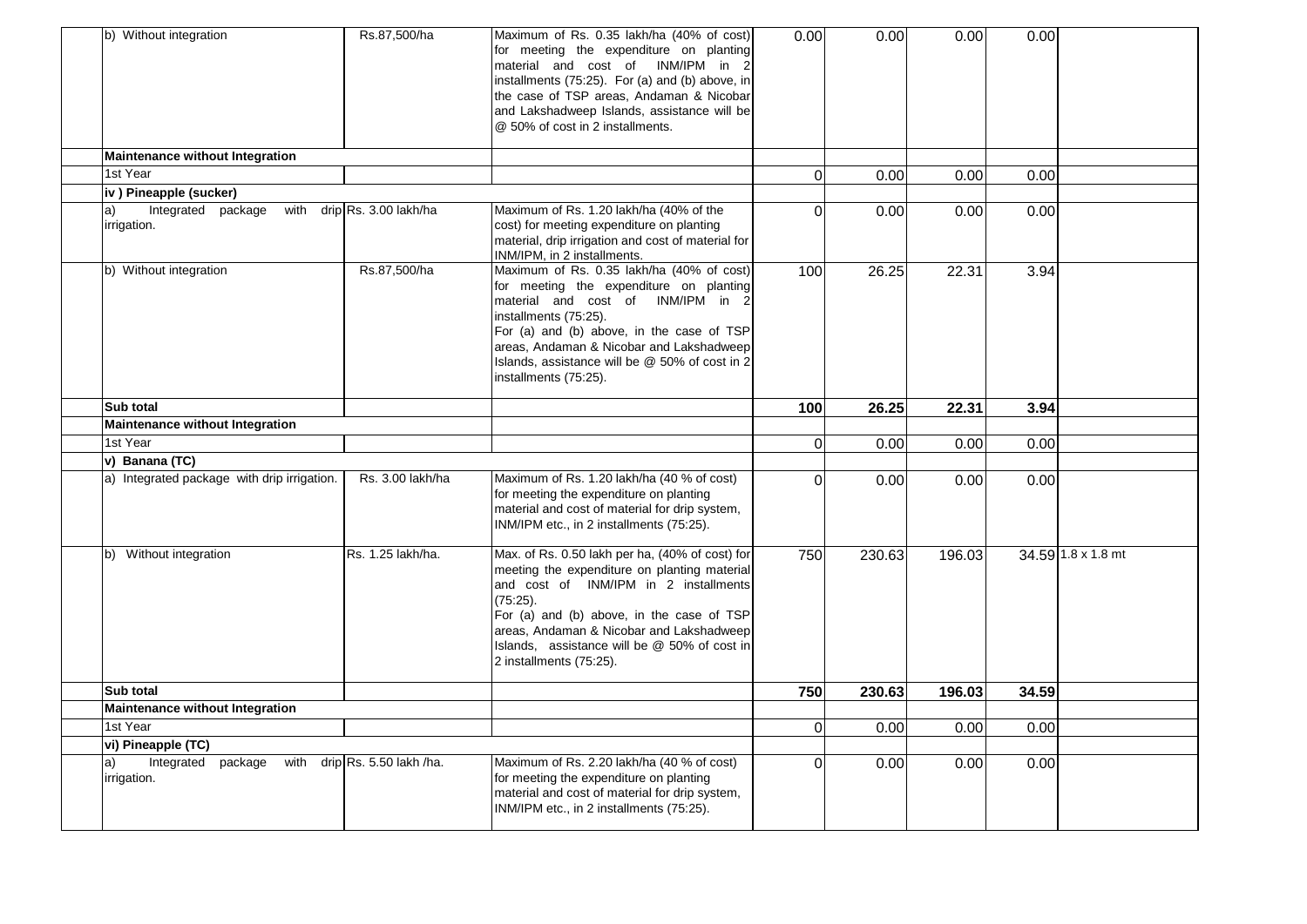| | | | | | | | |
|---|---|---|---|---|---|---|---|
| b) Without integration | Rs.87,500/ha | Maximum of Rs. 0.35 lakh/ha (40% of cost) for meeting the expenditure on planting material and cost of INM/IPM in 2 installments (75:25). For (a) and (b) above, in the case of TSP areas, Andaman & Nicobar and Lakshadweep Islands, assistance will be @ 50% of cost in 2 installments. | 0.00 | 0.00 | 0.00 | 0.00 | |
| **Maintenance without Integration** | | | | | | | |
| 1st Year | | | 0 | 0.00 | 0.00 | 0.00 | |
| **iv ) Pineapple (sucker)** | | | | | | | |
| a) Integrated package with drip irrigation. | Rs. 3.00 lakh/ha | Maximum of Rs. 1.20 lakh/ha (40% of the cost) for meeting expenditure on planting material, drip irrigation and cost of material for INM/IPM, in 2 installments. | 0 | 0.00 | 0.00 | 0.00 | |
| b) Without integration | Rs.87,500/ha | Maximum of Rs. 0.35 lakh/ha (40% of cost) for meeting the expenditure on planting material and cost of INM/IPM in 2 installments (75:25).<br>For (a) and (b) above, in the case of TSP areas, Andaman & Nicobar and Lakshadweep Islands, assistance will be @ 50% of cost in 2 installments (75:25). | 100 | 26.25 | 22.31 | 3.94 | |
| **Sub total** | | | **100** | **26.25** | **22.31** | **3.94** | |
| **Maintenance without Integration** | | | | | | | |
| 1st Year | | | 0 | 0.00 | 0.00 | 0.00 | |
| **v) Banana (TC)** | | | | | | | |
| a) Integrated package with drip irrigation. | Rs. 3.00 lakh/ha | Maximum of Rs. 1.20 lakh/ha (40 % of cost) for meeting the expenditure on planting material and cost of material for drip system, INM/IPM etc., in 2 installments (75:25). | 0 | 0.00 | 0.00 | 0.00 | |
| b) Without integration | Rs. 1.25 lakh/ha. | Max. of Rs. 0.50 lakh per ha, (40% of cost) for meeting the expenditure on planting material and cost of INM/IPM in 2 installments (75:25).<br>For (a) and (b) above, in the case of TSP areas, Andaman & Nicobar and Lakshadweep Islands, assistance will be @ 50% of cost in 2 installments (75:25). | 750 | 230.63 | 196.03 | 34.59 | 1.8 x 1.8 mt |
| **Sub total** | | | **750** | **230.63** | **196.03** | **34.59** | |
| **Maintenance without Integration** | | | | | | | |
| 1st Year | | | 0 | 0.00 | 0.00 | 0.00 | |
| **vi) Pineapple (TC)** | | | | | | | |
| a) Integrated package with drip irrigation. | Rs. 5.50 lakh /ha. | Maximum of Rs. 2.20 lakh/ha (40 % of cost) for meeting the expenditure on planting material and cost of material for drip system, INM/IPM etc., in 2 installments (75:25). | 0 | 0.00 | 0.00 | 0.00 | |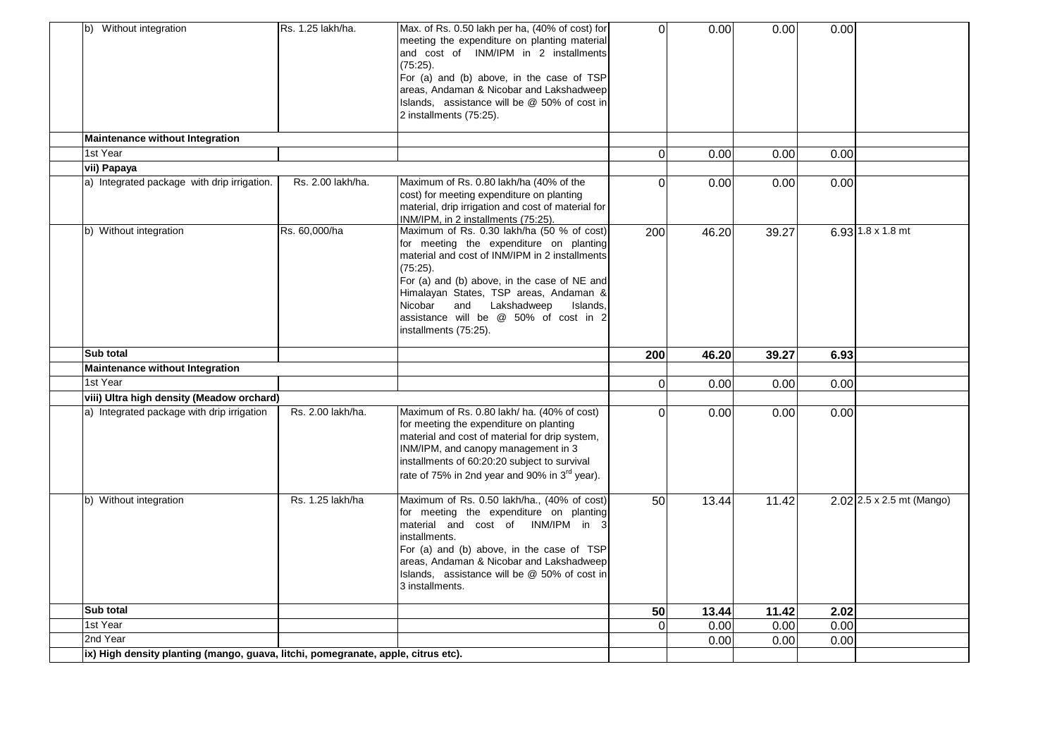| | | | | | | | |
|---|---|---|---|---|---|---|---|
| b) Without integration | Rs. 1.25 lakh/ha. | Max. of Rs. 0.50 lakh per ha, (40% of cost) for meeting the expenditure on planting material and cost of INM/IPM in 2 installments (75:25). For (a) and (b) above, in the case of TSP areas, Andaman & Nicobar and Lakshadweep Islands, assistance will be @ 50% of cost in 2 installments (75:25). | 0 | 0.00 | 0.00 | 0.00 | |
| **Maintenance without Integration** | | | | | | | |
| 1st Year | | | 0 | 0.00 | 0.00 | 0.00 | |
| **vii) Papaya** | | | | | | | |
| a) Integrated package with drip irrigation. | Rs. 2.00 lakh/ha. | Maximum of Rs. 0.80 lakh/ha (40% of the cost) for meeting expenditure on planting material, drip irrigation and cost of material for INM/IPM, in 2 installments (75:25). | 0 | 0.00 | 0.00 | 0.00 | |
| b) Without integration | Rs. 60,000/ha | Maximum of Rs. 0.30 lakh/ha (50 % of cost) for meeting the expenditure on planting material and cost of INM/IPM in 2 installments (75:25). For (a) and (b) above, in the case of NE and Himalayan States, TSP areas, Andaman & Nicobar and Lakshadweep Islands, assistance will be @ 50% of cost in 2 installments (75:25). | 200 | 46.20 | 39.27 | 6.93 | 1.8 x 1.8 mt |
| **Sub total** | | | **200** | **46.20** | **39.27** | **6.93** | |
| **Maintenance without Integration** | | | | | | | |
| 1st Year | | | 0 | 0.00 | 0.00 | 0.00 | |
| **viii) Ultra high density (Meadow orchard)** | | | | | | | |
| a) Integrated package with drip irrigation | Rs. 2.00 lakh/ha. | Maximum of Rs. 0.80 lakh/ ha. (40% of cost) for meeting the expenditure on planting material and cost of material for drip system, INM/IPM, and canopy management in 3 installments of 60:20:20 subject to survival rate of 75% in 2nd year and 90% in 3rd year). | 0 | 0.00 | 0.00 | 0.00 | |
| b) Without integration | Rs. 1.25 lakh/ha | Maximum of Rs. 0.50 lakh/ha., (40% of cost) for meeting the expenditure on planting material and cost of INM/IPM in 3 installments. For (a) and (b) above, in the case of TSP areas, Andaman & Nicobar and Lakshadweep Islands, assistance will be @ 50% of cost in 3 installments. | 50 | 13.44 | 11.42 | 2.02 | 2.5 x 2.5 mt (Mango) |
| **Sub total** | | | **50** | **13.44** | **11.42** | **2.02** | |
| 1st Year | | | 0 | 0.00 | 0.00 | 0.00 | |
| 2nd Year | | | | 0.00 | 0.00 | 0.00 | |
| **ix) High density planting (mango, guava, litchi, pomegranate, apple, citrus etc).** | | | | | | | |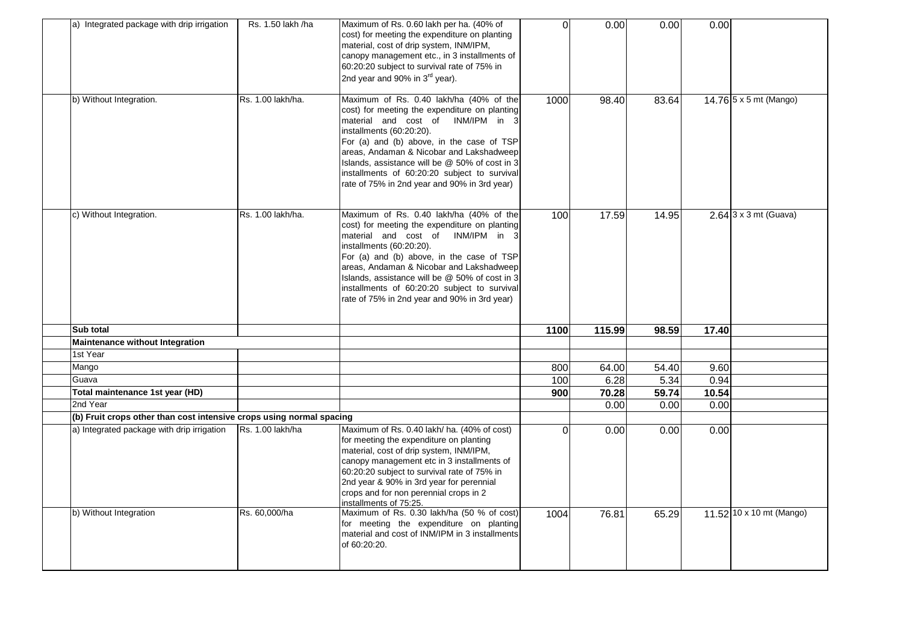| | | | | | | | |
|---|---|---|---|---|---|---|---|
| a) Integrated package with drip irrigation | Rs. 1.50 lakh /ha | Maximum of Rs. 0.60 lakh per ha. (40% of cost) for meeting the expenditure on planting material, cost of drip system, INM/IPM, canopy management etc., in 3 installments of 60:20:20 subject to survival rate of 75% in 2nd year and 90% in 3rd year). | 0 | 0.00 | 0.00 | 0.00 | |
| b) Without Integration. | Rs. 1.00 lakh/ha. | Maximum of Rs. 0.40 lakh/ha (40% of the cost) for meeting the expenditure on planting material and cost of INM/IPM in 3 installments (60:20:20). For (a) and (b) above, in the case of TSP areas, Andaman & Nicobar and Lakshadweep Islands, assistance will be @ 50% of cost in 3 installments of 60:20:20 subject to survival rate of 75% in 2nd year and 90% in 3rd year) | 1000 | 98.40 | 83.64 | 14.76 | 5 x 5 mt (Mango) |
| c) Without Integration. | Rs. 1.00 lakh/ha. | Maximum of Rs. 0.40 lakh/ha (40% of the cost) for meeting the expenditure on planting material and cost of INM/IPM in 3 installments (60:20:20). For (a) and (b) above, in the case of TSP areas, Andaman & Nicobar and Lakshadweep Islands, assistance will be @ 50% of cost in 3 installments of 60:20:20 subject to survival rate of 75% in 2nd year and 90% in 3rd year) | 100 | 17.59 | 14.95 | 2.64 | 3 x 3 mt (Guava) |
| **Sub total** | | | **1100** | **115.99** | **98.59** | **17.40** | |
| **Maintenance without Integration** | | | | | | | |
| 1st Year | | | | | | | |
| Mango | | | 800 | 64.00 | 54.40 | 9.60 | |
| Guava | | | 100 | 6.28 | 5.34 | 0.94 | |
| **Total maintenance 1st year (HD)** | | | **900** | **70.28** | **59.74** | **10.54** | |
| 2nd Year | | | | 0.00 | 0.00 | 0.00 | |
| **(b) Fruit crops other than cost intensive crops using normal spacing** | | | | | | | |
| a) Integrated package with drip irrigation | Rs. 1.00 lakh/ha | Maximum of Rs. 0.40 lakh/ ha. (40% of cost) for meeting the expenditure on planting material, cost of drip system, INM/IPM, canopy management etc in 3 installments of 60:20:20 subject to survival rate of 75% in 2nd year & 90% in 3rd year for perennial crops and for non perennial crops in 2 installments of 75:25. | 0 | 0.00 | 0.00 | 0.00 | |
| b) Without Integration | Rs. 60,000/ha | Maximum of Rs. 0.30 lakh/ha (50 % of cost) for meeting the expenditure on planting material and cost of INM/IPM in 3 installments of 60:20:20. | 1004 | 76.81 | 65.29 | 11.52 | 10 x 10 mt (Mango) |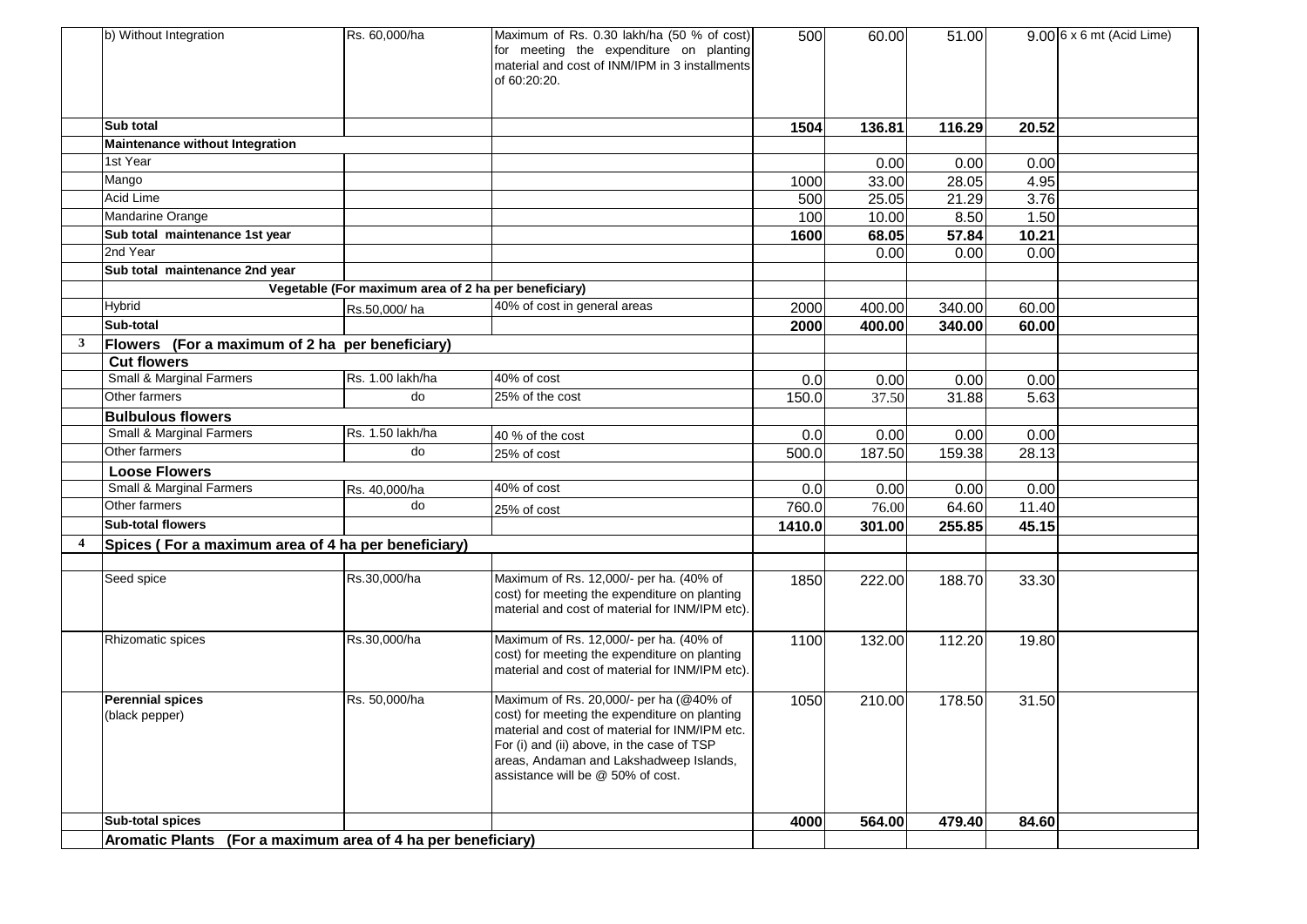| | | | | | | | | |
|---|---|---|---|---|---|---|---|---|
| | b) Without Integration | Rs. 60,000/ha | Maximum of Rs. 0.30 lakh/ha (50 % of cost) for meeting the expenditure on planting material and cost of INM/IPM in 3 installments of 60:20:20. | 500 | 60.00 | 51.00 | 9.00 | 6 x 6 mt (Acid Lime) |
| | **Sub total** | | | **1504** | **136.81** | **116.29** | **20.52** | |
| | **Maintenance without Integration** | | | | | | | |
| | 1st Year | | | | 0.00 | 0.00 | 0.00 | |
| | Mango | | | 1000 | 33.00 | 28.05 | 4.95 | |
| | Acid Lime | | | 500 | 25.05 | 21.29 | 3.76 | |
| | Mandarine Orange | | | 100 | 10.00 | 8.50 | 1.50 | |
| | **Sub total maintenance 1st year** | | | **1600** | **68.05** | **57.84** | **10.21** | |
| | 2nd Year | | | | 0.00 | 0.00 | 0.00 | |
| | **Sub total maintenance 2nd year** | | | | | | | |
| | | **Vegetable (For maximum area of 2 ha per beneficiary)** | | | | | | |
| | Hybrid | Rs.50,000/ ha | 40% of cost in general areas | 2000 | 400.00 | 340.00 | 60.00 | |
| | **Sub-total** | | | **2000** | **400.00** | **340.00** | **60.00** | |
| **3** | **Flowers (For a maximum of 2 ha per beneficiary)** | | | | | | | |
| | **Cut flowers** | | | | | | | |
| | Small & Marginal Farmers | Rs. 1.00 lakh/ha | 40% of cost | 0.0 | 0.00 | 0.00 | 0.00 | |
| | Other farmers | do | 25% of the cost | 150.0 | 37.50 | 31.88 | 5.63 | |
| | **Bulbulous flowers** | | | | | | | |
| | Small & Marginal Farmers | Rs. 1.50 lakh/ha | 40 % of the cost | 0.0 | 0.00 | 0.00 | 0.00 | |
| | Other farmers | do | 25% of cost | 500.0 | 187.50 | 159.38 | 28.13 | |
| | **Loose Flowers** | | | | | | | |
| | Small & Marginal Farmers | Rs. 40,000/ha | 40% of cost | 0.0 | 0.00 | 0.00 | 0.00 | |
| | Other farmers | do | 25% of cost | 760.0 | 76.00 | 64.60 | 11.40 | |
| | **Sub-total flowers** | | | **1410.0** | **301.00** | **255.85** | **45.15** | |
| **4** | **Spices ( For a maximum area of 4 ha per beneficiary)** | | | | | | | |
| | | | | | | | | |
| | Seed spice | Rs.30,000/ha | Maximum of Rs. 12,000/- per ha. (40% of cost) for meeting the expenditure on planting material and cost of material for INM/IPM etc). | 1850 | 222.00 | 188.70 | 33.30 | |
| | Rhizomatic spices | Rs.30,000/ha | Maximum of Rs. 12,000/- per ha. (40% of cost) for meeting the expenditure on planting material and cost of material for INM/IPM etc). | 1100 | 132.00 | 112.20 | 19.80 | |
| | **Perennial spices** (black pepper) | Rs. 50,000/ha | Maximum of Rs. 20,000/- per ha (@40% of cost) for meeting the expenditure on planting material and cost of material for INM/IPM etc. For (i) and (ii) above, in the case of TSP areas, Andaman and Lakshadweep Islands, assistance will be @ 50% of cost. | 1050 | 210.00 | 178.50 | 31.50 | |
| | **Sub-total spices** | | | **4000** | **564.00** | **479.40** | **84.60** | |
| | **Aromatic Plants (For a maximum area of 4 ha per beneficiary)** | | | | | | | |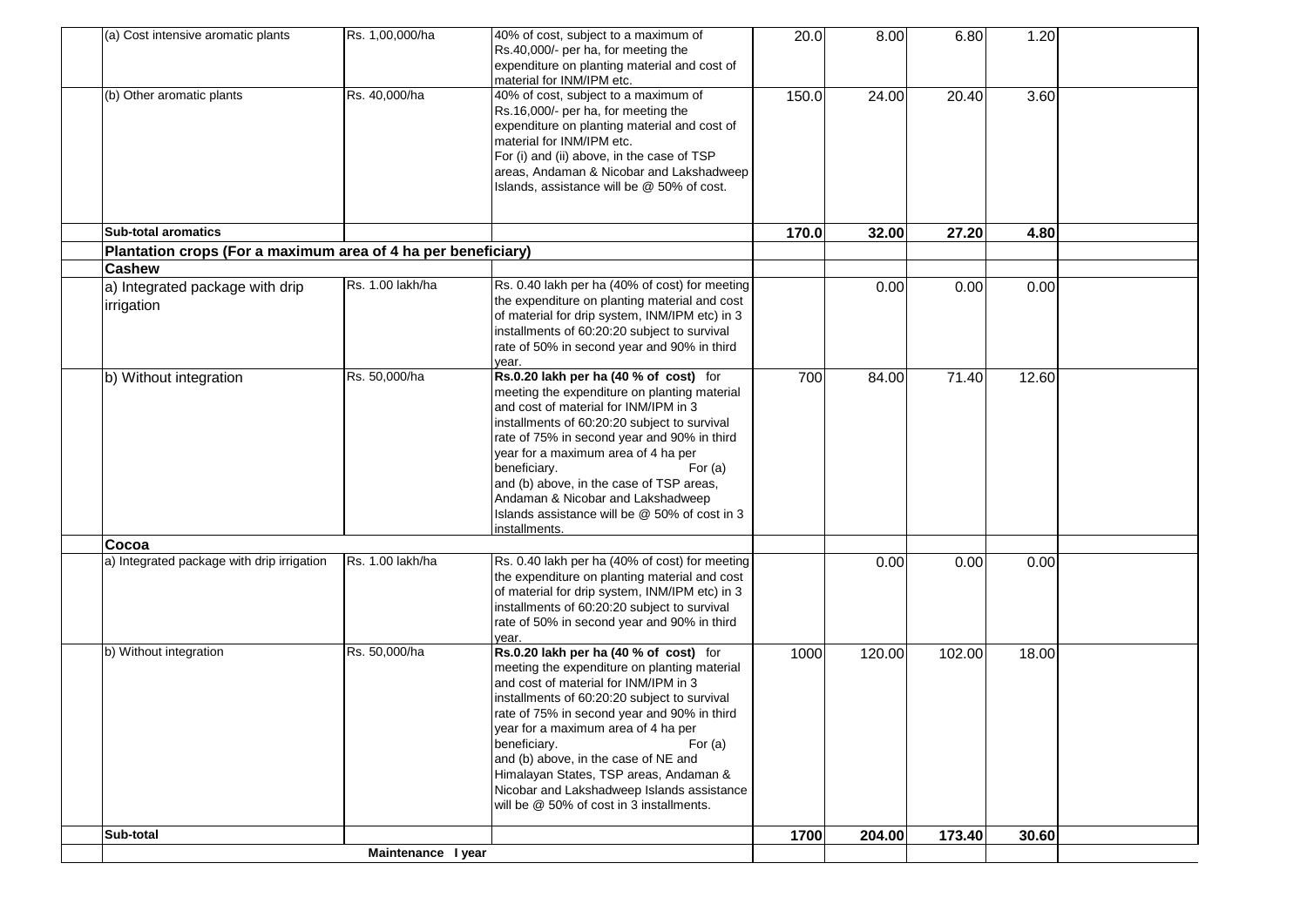| | | | | | | | |
|---|---|---|---|---|---|---|---|
| (a) Cost intensive aromatic plants | Rs. 1,00,000/ha | 40% of cost, subject to a maximum of Rs.40,000/- per ha, for meeting the expenditure on planting material and cost of material for INM/IPM etc. | 20.0 | 8.00 | 6.80 | 1.20 | |
| (b) Other aromatic plants | Rs. 40,000/ha | 40% of cost, subject to a maximum of Rs.16,000/- per ha, for meeting the expenditure on planting material and cost of material for INM/IPM etc. For (i) and (ii) above, in the case of TSP areas, Andaman & Nicobar and Lakshadweep Islands, assistance will be @ 50% of cost. | 150.0 | 24.00 | 20.40 | 3.60 | |
| **Sub-total aromatics** | | | **170.0** | **32.00** | **27.20** | **4.80** | |
| **Plantation crops (For a maximum area of 4 ha per beneficiary)** | | | | | | | |
| **Cashew** | | | | | | | |
| a) Integrated package with drip irrigation | Rs. 1.00 lakh/ha | Rs. 0.40 lakh per ha (40% of cost) for meeting the expenditure on planting material and cost of material for drip system, INM/IPM etc) in 3 installments of 60:20:20 subject to survival rate of 50% in second year and 90% in third year. | | 0.00 | 0.00 | 0.00 | |
| b) Without integration | Rs. 50,000/ha | **Rs.0.20 lakh per ha (40 % of cost)** for meeting the expenditure on planting material and cost of material for INM/IPM in 3 installments of 60:20:20 subject to survival rate of 75% in second year and 90% in third year for a maximum area of 4 ha per beneficiary. For (a) and (b) above, in the case of TSP areas, Andaman & Nicobar and Lakshadweep Islands assistance will be @ 50% of cost in 3 installments. | 700 | 84.00 | 71.40 | 12.60 | |
| **Cocoa** | | | | | | | |
| a) Integrated package with drip irrigation | Rs. 1.00 lakh/ha | Rs. 0.40 lakh per ha (40% of cost) for meeting the expenditure on planting material and cost of material for drip system, INM/IPM etc) in 3 installments of 60:20:20 subject to survival rate of 50% in second year and 90% in third year. | | 0.00 | 0.00 | 0.00 | |
| b) Without integration | Rs. 50,000/ha | **Rs.0.20 lakh per ha (40 % of cost)** for meeting the expenditure on planting material and cost of material for INM/IPM in 3 installments of 60:20:20 subject to survival rate of 75% in second year and 90% in third year for a maximum area of 4 ha per beneficiary. For (a) and (b) above, in the case of NE and Himalayan States, TSP areas, Andaman & Nicobar and Lakshadweep Islands assistance will be @ 50% of cost in 3 installments. | 1000 | 120.00 | 102.00 | 18.00 | |
| **Sub-total** | | | **1700** | **204.00** | **173.40** | **30.60** | |
| | **Maintenance I year** | | | | | | |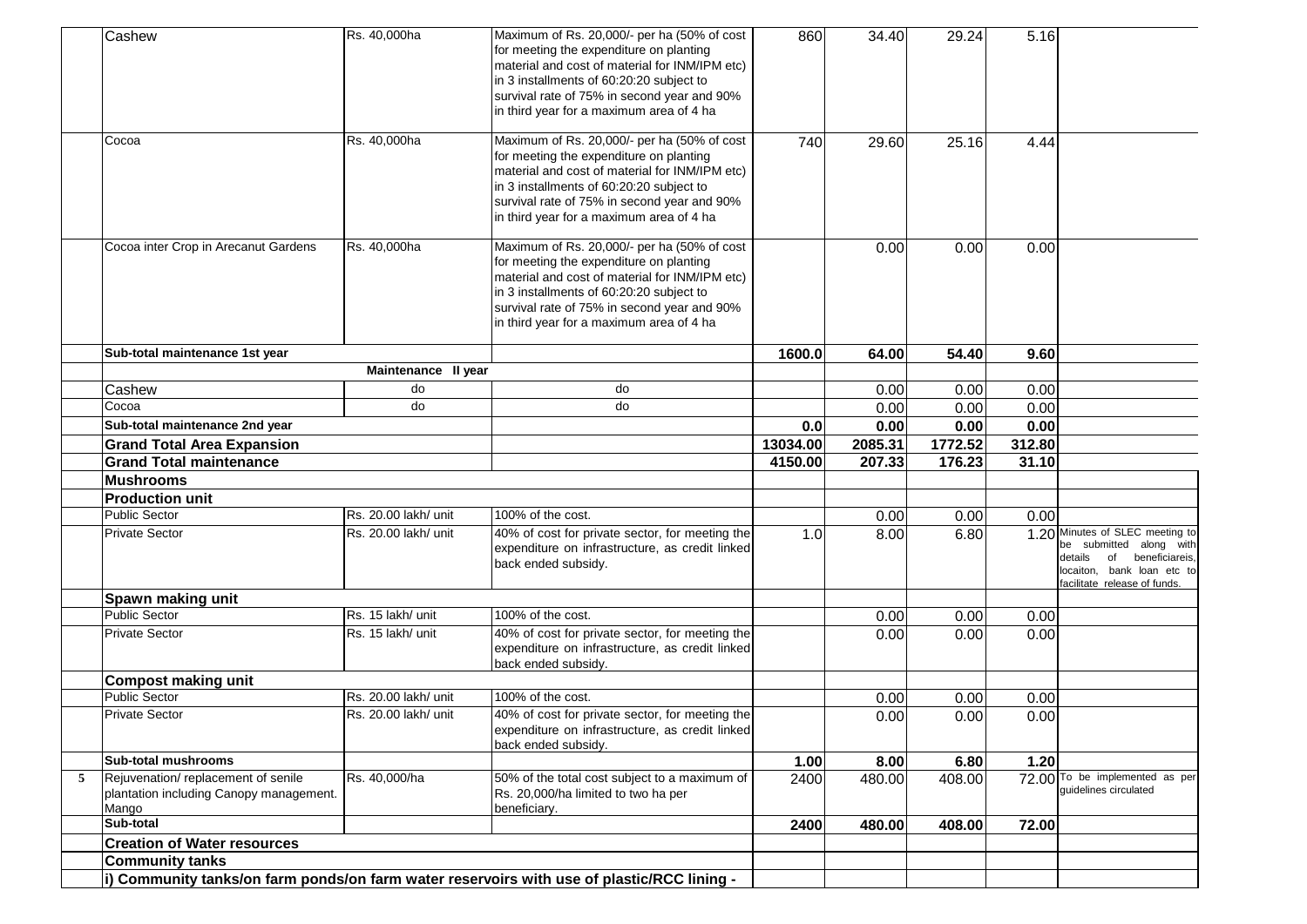| | | | | | | | | |
|---|---|---|---|---|---|---|---|---|
| | Cashew | Rs. 40,000ha | Maximum of Rs. 20,000/- per ha (50% of cost for meeting the expenditure on planting material and cost of material for INM/IPM etc) in 3 installments of 60:20:20 subject to survival rate of 75% in second year and 90% in third year for a maximum area of 4 ha | 860 | 34.40 | 29.24 | 5.16 | |
| | Cocoa | Rs. 40,000ha | Maximum of Rs. 20,000/- per ha (50% of cost for meeting the expenditure on planting material and cost of material for INM/IPM etc) in 3 installments of 60:20:20 subject to survival rate of 75% in second year and 90% in third year for a maximum area of 4 ha | 740 | 29.60 | 25.16 | 4.44 | |
| | Cocoa inter Crop in Arecanut Gardens | Rs. 40,000ha | Maximum of Rs. 20,000/- per ha (50% of cost for meeting the expenditure on planting material and cost of material for INM/IPM etc) in 3 installments of 60:20:20 subject to survival rate of 75% in second year and 90% in third year for a maximum area of 4 ha | | 0.00 | 0.00 | 0.00 | |
| | **Sub-total maintenance 1st year** | | | **1600.0** | **64.00** | **54.40** | **9.60** | |
| | | **Maintenance II year** | | | | | | |
| | Cashew | do | do | | 0.00 | 0.00 | 0.00 | |
| | Cocoa | do | do | | 0.00 | 0.00 | 0.00 | |
| | **Sub-total maintenance 2nd year** | | | **0.0** | **0.00** | **0.00** | **0.00** | |
| | **Grand Total Area Expansion** | | | **13034.00** | **2085.31** | **1772.52** | **312.80** | |
| | **Grand Total maintenance** | | | **4150.00** | **207.33** | **176.23** | **31.10** | |
| | **Mushrooms** | | | | | | | |
| | **Production unit** | | | | | | | |
| | Public Sector | Rs. 20.00 lakh/ unit | 100% of the cost. | | 0.00 | 0.00 | 0.00 | |
| | Private Sector | Rs. 20.00 lakh/ unit | 40% of cost for private sector, for meeting the expenditure on infrastructure, as credit linked back ended subsidy. | 1.0 | 8.00 | 6.80 | 1.20 | Minutes of SLEC meeting to be submitted along with details of beneficiareis, locaiton, bank loan etc to facilitate release of funds. |
| | **Spawn making unit** | | | | | | | |
| | Public Sector | Rs. 15 lakh/ unit | 100% of the cost. | | 0.00 | 0.00 | 0.00 | |
| | Private Sector | Rs. 15 lakh/ unit | 40% of cost for private sector, for meeting the expenditure on infrastructure, as credit linked back ended subsidy. | | 0.00 | 0.00 | 0.00 | |
| | **Compost making unit** | | | | | | | |
| | Public Sector | Rs. 20.00 lakh/ unit | 100% of the cost. | | 0.00 | 0.00 | 0.00 | |
| | Private Sector | Rs. 20.00 lakh/ unit | 40% of cost for private sector, for meeting the expenditure on infrastructure, as credit linked back ended subsidy. | | 0.00 | 0.00 | 0.00 | |
| | **Sub-total mushrooms** | | | **1.00** | **8.00** | **6.80** | **1.20** | |
| 5 | Rejuvenation/ replacement of senile plantation including Canopy management. Mango | Rs. 40,000/ha | 50% of the total cost subject to a maximum of Rs. 20,000/ha limited to two ha per beneficiary. | 2400 | 480.00 | 408.00 | 72.00 | To be implemented as per guidelines circulated |
| | **Sub-total** | | | **2400** | **480.00** | **408.00** | **72.00** | |
| | **Creation of Water resources** | | | | | | | |
| | **Community tanks** | | | | | | | |
| | **i) Community tanks/on farm ponds/on farm water reservoirs with use of plastic/RCC lining -** | | | | | | | |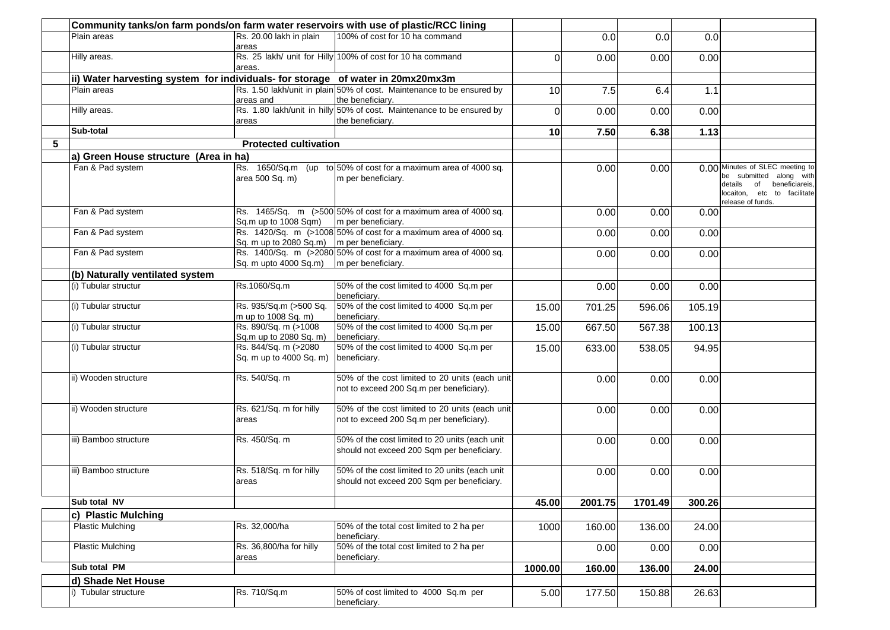| | | | | | | | | |
|---|---|---|---|---|---|---|---|---|
| | **Community tanks/on farm ponds/on farm water reservoirs with use of plastic/RCC lining** | | | | | | | |
| | Plain areas | Rs. 20.00 lakh in plain areas | 100% of cost for 10 ha command | | 0.0 | 0.0 | 0.0 | |
| | Hilly areas. | Rs. 25 lakh/ unit for Hilly areas. | 100% of cost for 10 ha command | 0 | 0.00 | 0.00 | 0.00 | |
| | **ii) Water harvesting system for individuals- for storage of water in 20mx20mx3m** | | | | | | | |
| | Plain areas | Rs. 1.50 lakh/unit in plain areas and | 50% of cost. Maintenance to be ensured by the beneficiary. | 10 | 7.5 | 6.4 | 1.1 | |
| | Hilly areas. | Rs. 1.80 lakh/unit in hilly areas | 50% of cost. Maintenance to be ensured by the beneficiary. | 0 | 0.00 | 0.00 | 0.00 | |
| | **Sub-total** | | | **10** | **7.50** | **6.38** | **1.13** | |
| **5** | | **Protected cultivation** | | | | | | |
| | **a) Green House structure (Area in ha)** | | | | | | | |
| | Fan & Pad system | Rs. 1650/Sq.m (up to area 500 Sq. m) | 50% of cost for a maximum area of 4000 sq. m per beneficiary. | | 0.00 | 0.00 | 0.00 | Minutes of SLEC meeting to be submitted along with details of beneficiareis, locaiton, etc to facilitate release of funds. |
| | Fan & Pad system | Rs. 1465/Sq. m (>500 Sq.m up to 1008 Sqm) | 50% of cost for a maximum area of 4000 sq. m per beneficiary. | | 0.00 | 0.00 | 0.00 | |
| | Fan & Pad system | Rs. 1420/Sq. m (>1008 Sq. m up to 2080 Sq.m) | 50% of cost for a maximum area of 4000 sq. m per beneficiary. | | 0.00 | 0.00 | 0.00 | |
| | Fan & Pad system | Rs. 1400/Sq. m (>2080 Sq. m upto 4000 Sq.m) | 50% of cost for a maximum area of 4000 sq. m per beneficiary. | | 0.00 | 0.00 | 0.00 | |
| | **(b) Naturally ventilated system** | | | | | | | |
| | (i) Tubular structur | Rs.1060/Sq.m | 50% of the cost limited to 4000 Sq.m per beneficiary. | | 0.00 | 0.00 | 0.00 | |
| | (i) Tubular structur | Rs. 935/Sq.m (>500 Sq. m up to 1008 Sq. m) | 50% of the cost limited to 4000 Sq.m per beneficiary. | 15.00 | 701.25 | 596.06 | 105.19 | |
| | (i) Tubular structur | Rs. 890/Sq. m (>1008 Sq.m up to 2080 Sq. m) | 50% of the cost limited to 4000 Sq.m per beneficiary. | 15.00 | 667.50 | 567.38 | 100.13 | |
| | (i) Tubular structur | Rs. 844/Sq. m (>2080 Sq. m up to 4000 Sq. m) | 50% of the cost limited to 4000 Sq.m per beneficiary. | 15.00 | 633.00 | 538.05 | 94.95 | |
| | ii) Wooden structure | Rs. 540/Sq. m | 50% of the cost limited to 20 units (each unit not to exceed 200 Sq.m per beneficiary). | | 0.00 | 0.00 | 0.00 | |
| | ii) Wooden structure | Rs. 621/Sq. m for hilly areas | 50% of the cost limited to 20 units (each unit not to exceed 200 Sq.m per beneficiary). | | 0.00 | 0.00 | 0.00 | |
| | iii) Bamboo structure | Rs. 450/Sq. m | 50% of the cost limited to 20 units (each unit should not exceed 200 Sqm per beneficiary. | | 0.00 | 0.00 | 0.00 | |
| | iii) Bamboo structure | Rs. 518/Sq. m for hilly areas | 50% of the cost limited to 20 units (each unit should not exceed 200 Sqm per beneficiary. | | 0.00 | 0.00 | 0.00 | |
| | **Sub total NV** | | | **45.00** | **2001.75** | **1701.49** | **300.26** | |
| | **c) Plastic Mulching** | | | | | | | |
| | Plastic Mulching | Rs. 32,000/ha | 50% of the total cost limited to 2 ha per beneficiary. | 1000 | 160.00 | 136.00 | 24.00 | |
| | Plastic Mulching | Rs. 36,800/ha for hilly areas | 50% of the total cost limited to 2 ha per beneficiary. | | 0.00 | 0.00 | 0.00 | |
| | **Sub total PM** | | | **1000.00** | **160.00** | **136.00** | **24.00** | |
| | **d) Shade Net House** | | | | | | | |
| | i) Tubular structure | Rs. 710/Sq.m | 50% of cost limited to 4000 Sq.m per beneficiary. | 5.00 | 177.50 | 150.88 | 26.63 | |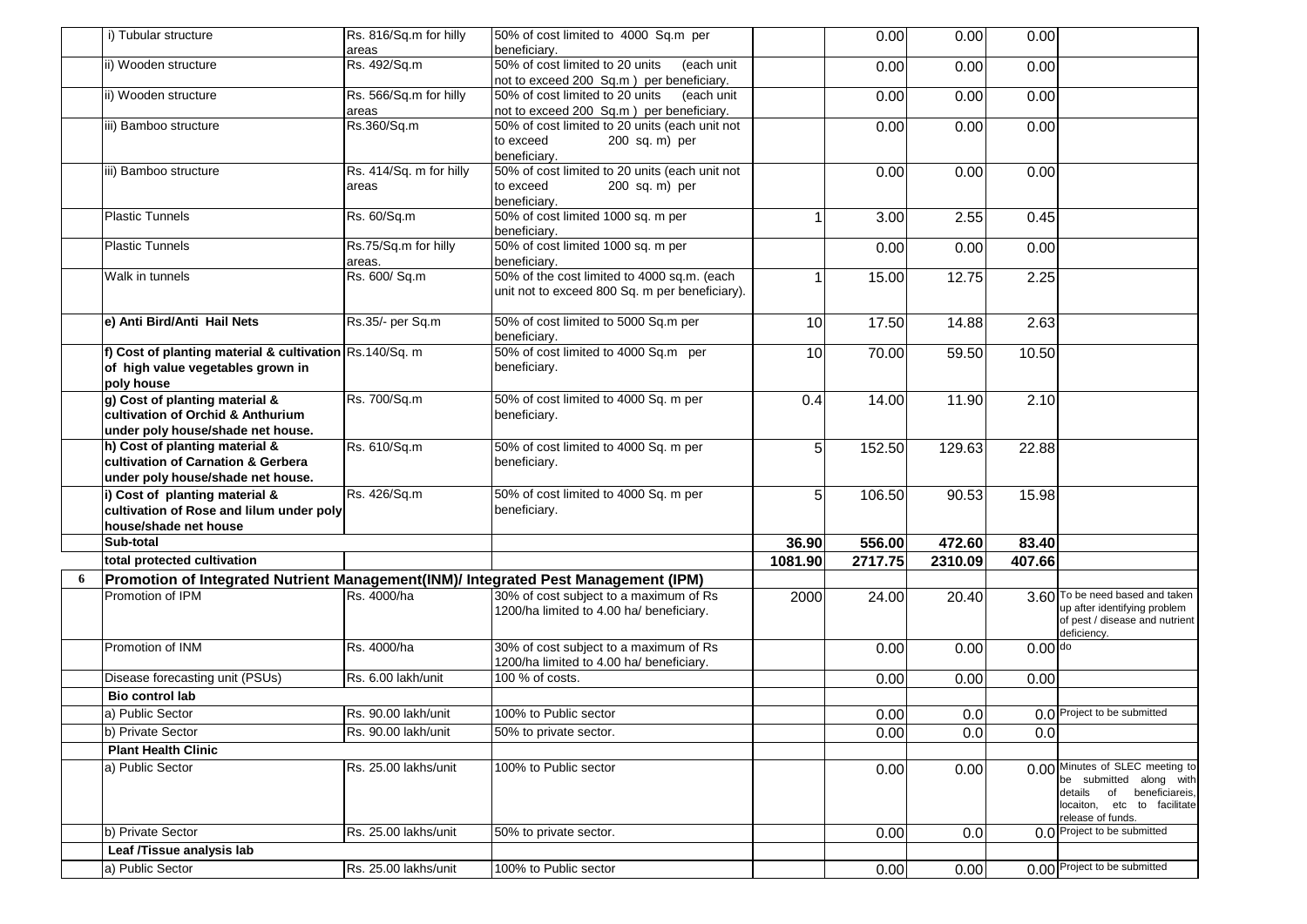| | | | | | | | | |
|---|---|---|---|---|---|---|---|---|
| | i) Tubular structure | Rs. 816/Sq.m for hilly areas | 50% of cost limited to 4000 Sq.m per beneficiary. | | 0.00 | 0.00 | 0.00 | |
| | ii) Wooden structure | Rs. 492/Sq.m | 50% of cost limited to 20 units (each unit not to exceed 200 Sq.m ) per beneficiary. | | 0.00 | 0.00 | 0.00 | |
| | ii) Wooden structure | Rs. 566/Sq.m for hilly areas | 50% of cost limited to 20 units (each unit not to exceed 200 Sq.m ) per beneficiary. | | 0.00 | 0.00 | 0.00 | |
| | iii) Bamboo structure | Rs.360/Sq.m | 50% of cost limited to 20 units (each unit not to exceed 200 sq. m) per beneficiary. | | 0.00 | 0.00 | 0.00 | |
| | iii) Bamboo structure | Rs. 414/Sq. m for hilly areas | 50% of cost limited to 20 units (each unit not to exceed 200 sq. m) per beneficiary. | | 0.00 | 0.00 | 0.00 | |
| | Plastic Tunnels | Rs. 60/Sq.m | 50% of cost limited 1000 sq. m per beneficiary. | 1 | 3.00 | 2.55 | 0.45 | |
| | Plastic Tunnels | Rs.75/Sq.m for hilly areas. | 50% of cost limited 1000 sq. m per beneficiary. | | 0.00 | 0.00 | 0.00 | |
| | Walk in tunnels | Rs. 600/ Sq.m | 50% of the cost limited to 4000 sq.m. (each unit not to exceed 800 Sq. m per beneficiary). | 1 | 15.00 | 12.75 | 2.25 | |
| | **e) Anti Bird/Anti Hail Nets** | Rs.35/- per Sq.m | 50% of cost limited to 5000 Sq.m per beneficiary. | 10 | 17.50 | 14.88 | 2.63 | |
| | **f) Cost of planting material & cultivation of high value vegetables grown in poly house** | Rs.140/Sq. m | 50% of cost limited to 4000 Sq.m per beneficiary. | 10 | 70.00 | 59.50 | 10.50 | |
| | **g) Cost of planting material & cultivation of Orchid & Anthurium under poly house/shade net house.** | Rs. 700/Sq.m | 50% of cost limited to 4000 Sq. m per beneficiary. | 0.4 | 14.00 | 11.90 | 2.10 | |
| | **h) Cost of planting material & cultivation of Carnation & Gerbera under poly house/shade net house.** | Rs. 610/Sq.m | 50% of cost limited to 4000 Sq. m per beneficiary. | 5 | 152.50 | 129.63 | 22.88 | |
| | **i) Cost of planting material & cultivation of Rose and lilum under poly house/shade net house** | Rs. 426/Sq.m | 50% of cost limited to 4000 Sq. m per beneficiary. | 5 | 106.50 | 90.53 | 15.98 | |
| | **Sub-total** | | | **36.90** | **556.00** | **472.60** | **83.40** | |
| | **total protected cultivation** | | | **1081.90** | **2717.75** | **2310.09** | **407.66** | |
| **6** | **Promotion of Integrated Nutrient Management(INM)/ Integrated Pest Management (IPM)** | | | | | | | |
| | Promotion of IPM | Rs. 4000/ha | 30% of cost subject to a maximum of Rs 1200/ha limited to 4.00 ha/ beneficiary. | 2000 | 24.00 | 20.40 | 3.60 | To be need based and taken up after identifying problem of pest / disease and nutrient deficiency. |
| | Promotion of INM | Rs. 4000/ha | 30% of cost subject to a maximum of Rs 1200/ha limited to 4.00 ha/ beneficiary. | | 0.00 | 0.00 | 0.00 | do |
| | Disease forecasting unit (PSUs) | Rs. 6.00 lakh/unit | 100 % of costs. | | 0.00 | 0.00 | 0.00 | |
| | **Bio control lab** | | | | | | | |
| | a) Public Sector | Rs. 90.00 lakh/unit | 100% to Public sector | | 0.00 | 0.0 | 0.0 | Project to be submitted |
| | b) Private Sector | Rs. 90.00 lakh/unit | 50% to private sector. | | 0.00 | 0.0 | 0.0 | |
| | **Plant Health Clinic** | | | | | | | |
| | a) Public Sector | Rs. 25.00 lakhs/unit | 100% to Public sector | | 0.00 | 0.00 | 0.00 | Minutes of SLEC meeting to be submitted along with details of beneficiareis, locaiton, etc to facilitate release of funds. |
| | b) Private Sector | Rs. 25.00 lakhs/unit | 50% to private sector. | | 0.00 | 0.0 | 0.0 | Project to be submitted |
| | **Leaf /Tissue analysis lab** | | | | | | | |
| | a) Public Sector | Rs. 25.00 lakhs/unit | 100% to Public sector | | 0.00 | 0.00 | 0.00 | Project to be submitted |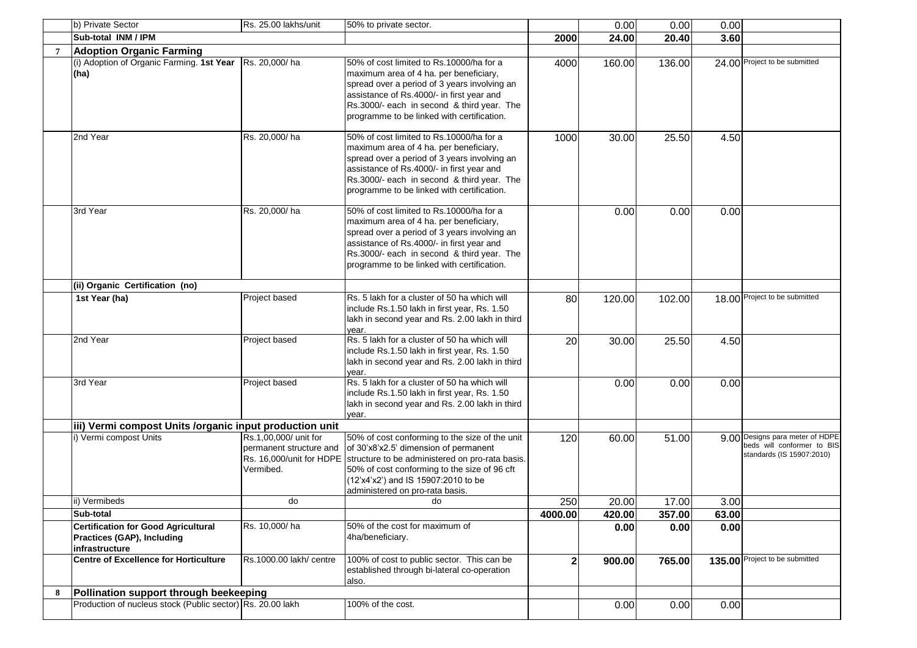|  |  |  |  |  |  |  |  |  |
|---|---|---|---|---|---|---|---|---|
|  | b) Private Sector | Rs. 25.00 lakhs/unit | 50% to private sector. |  | 0.00 | 0.00 | 0.00 |  |
|  | **Sub-total INM / IPM** |  |  | **2000** | **24.00** | **20.40** | **3.60** |  |
| **7** | **Adoption Organic Farming** |  |  |  |  |  |  |  |
|  | (i) Adoption of Organic Farming. **1st Year (ha)** | Rs. 20,000/ ha | 50% of cost limited to Rs.10000/ha for a maximum area of 4 ha. per beneficiary, spread over a period of 3 years involving an assistance of Rs.4000/- in first year and Rs.3000/- each in second & third year. The programme to be linked with certification. | 4000 | 160.00 | 136.00 | 24.00 | Project to be submitted |
|  | 2nd Year | Rs. 20,000/ ha | 50% of cost limited to Rs.10000/ha for a maximum area of 4 ha. per beneficiary, spread over a period of 3 years involving an assistance of Rs.4000/- in first year and Rs.3000/- each in second & third year. The programme to be linked with certification. | 1000 | 30.00 | 25.50 | 4.50 |  |
|  | 3rd Year | Rs. 20,000/ ha | 50% of cost limited to Rs.10000/ha for a maximum area of 4 ha. per beneficiary, spread over a period of 3 years involving an assistance of Rs.4000/- in first year and Rs.3000/- each in second & third year. The programme to be linked with certification. |  | 0.00 | 0.00 | 0.00 |  |
|  | **(ii) Organic Certification (no)** |  |  |  |  |  |  |  |
|  | **1st Year (ha)** | Project based | Rs. 5 lakh for a cluster of 50 ha which will include Rs.1.50 lakh in first year, Rs. 1.50 lakh in second year and Rs. 2.00 lakh in third year. | 80 | 120.00 | 102.00 | 18.00 | Project to be submitted |
|  | 2nd Year | Project based | Rs. 5 lakh for a cluster of 50 ha which will include Rs.1.50 lakh in first year, Rs. 1.50 lakh in second year and Rs. 2.00 lakh in third year. | 20 | 30.00 | 25.50 | 4.50 |  |
|  | 3rd Year | Project based | Rs. 5 lakh for a cluster of 50 ha which will include Rs.1.50 lakh in first year, Rs. 1.50 lakh in second year and Rs. 2.00 lakh in third year. |  | 0.00 | 0.00 | 0.00 |  |
|  | **iii) Vermi compost Units /organic input production unit** |  |  |  |  |  |  |  |
|  | i) Vermi compost Units | Rs.1,00,000/ unit for permanent structure and Rs. 16,000/unit for HDPE Vermibed. | 50% of cost conforming to the size of the unit of 30'x8'x2.5' dimension of permanent structure to be administered on pro-rata basis. 50% of cost conforming to the size of 96 cft (12'x4'x2') and IS 15907:2010 to be administered on pro-rata basis. | 120 | 60.00 | 51.00 | 9.00 | Designs para meter of HDPE beds will conformer to BIS standards (IS 15907:2010) |
|  | ii) Vermibeds | do | do | 250 | 20.00 | 17.00 | 3.00 |  |
|  | **Sub-total** |  |  | **4000.00** | **420.00** | **357.00** | **63.00** |  |
|  | **Certification for Good Agricultural Practices (GAP), Including infrastructure** | Rs. 10,000/ ha | 50% of the cost for maximum of 4ha/beneficiary. |  | **0.00** | **0.00** | **0.00** |  |
|  | **Centre of Excellence for Horticulture** | Rs.1000.00 lakh/ centre | 100% of cost to public sector. This can be established through bi-lateral co-operation also. | **2** | **900.00** | **765.00** | **135.00** | Project to be submitted |
| **8** | **Pollination support through beekeeping** |  |  |  |  |  |  |  |
|  | Production of nucleus stock (Public sector) | Rs. 20.00 lakh | 100% of the cost. |  | 0.00 | 0.00 | 0.00 |  |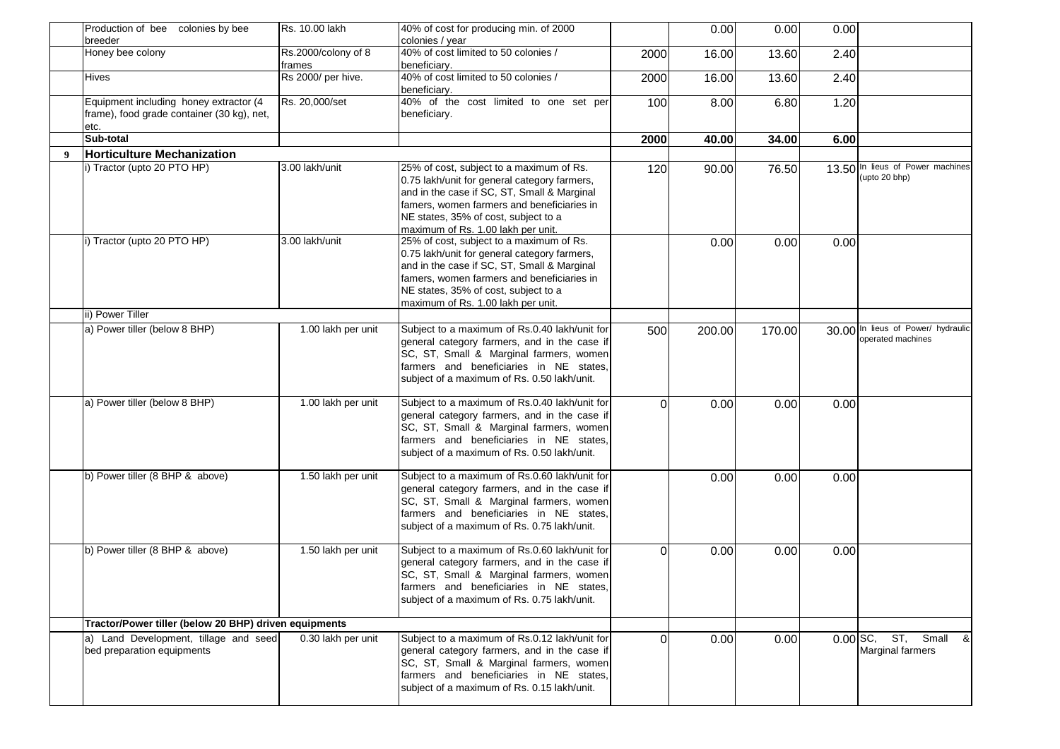| | | | | | | | | |
|---|---|---|---|---|---|---|---|---|
| | Production of bee colonies by bee breeder | Rs. 10.00 lakh | 40% of cost for producing min. of 2000 colonies / year | | 0.00 | 0.00 | 0.00 | |
| | Honey bee colony | Rs.2000/colony of 8 frames | 40% of cost limited to 50 colonies / beneficiary. | 2000 | 16.00 | 13.60 | 2.40 | |
| | Hives | Rs 2000/ per hive. | 40% of cost limited to 50 colonies / beneficiary. | 2000 | 16.00 | 13.60 | 2.40 | |
| | Equipment including honey extractor (4 frame), food grade container (30 kg), net, etc. | Rs. 20,000/set | 40% of the cost limited to one set per beneficiary. | 100 | 8.00 | 6.80 | 1.20 | |
| | **Sub-total** | | | **2000** | **40.00** | **34.00** | **6.00** | |
| **9** | **Horticulture Mechanization** | | | | | | | |
| | i) Tractor (upto 20 PTO HP) | 3.00 lakh/unit | 25% of cost, subject to a maximum of Rs. 0.75 lakh/unit for general category farmers, and in the case if SC, ST, Small & Marginal famers, women farmers and beneficiaries in NE states, 35% of cost, subject to a maximum of Rs. 1.00 lakh per unit. | 120 | 90.00 | 76.50 | 13.50 | In lieus of Power machines (upto 20 bhp) |
| | i) Tractor (upto 20 PTO HP) | 3.00 lakh/unit | 25% of cost, subject to a maximum of Rs. 0.75 lakh/unit for general category farmers, and in the case if SC, ST, Small & Marginal famers, women farmers and beneficiaries in NE states, 35% of cost, subject to a maximum of Rs. 1.00 lakh per unit. | | 0.00 | 0.00 | 0.00 | |
| | ii) Power Tiller | | | | | | | |
| | a) Power tiller (below 8 BHP) | 1.00 lakh per unit | Subject to a maximum of Rs.0.40 lakh/unit for general category farmers, and in the case if SC, ST, Small & Marginal farmers, women farmers and beneficiaries in NE states, subject of a maximum of Rs. 0.50 lakh/unit. | 500 | 200.00 | 170.00 | 30.00 | In lieus of Power/ hydraulic operated machines |
| | a) Power tiller (below 8 BHP) | 1.00 lakh per unit | Subject to a maximum of Rs.0.40 lakh/unit for general category farmers, and in the case if SC, ST, Small & Marginal farmers, women farmers and beneficiaries in NE states, subject of a maximum of Rs. 0.50 lakh/unit. | 0 | 0.00 | 0.00 | 0.00 | |
| | b) Power tiller (8 BHP & above) | 1.50 lakh per unit | Subject to a maximum of Rs.0.60 lakh/unit for general category farmers, and in the case if SC, ST, Small & Marginal farmers, women farmers and beneficiaries in NE states, subject of a maximum of Rs. 0.75 lakh/unit. | | 0.00 | 0.00 | 0.00 | |
| | b) Power tiller (8 BHP & above) | 1.50 lakh per unit | Subject to a maximum of Rs.0.60 lakh/unit for general category farmers, and in the case if SC, ST, Small & Marginal farmers, women farmers and beneficiaries in NE states, subject of a maximum of Rs. 0.75 lakh/unit. | 0 | 0.00 | 0.00 | 0.00 | |
| | **Tractor/Power tiller (below 20 BHP) driven equipments** | | | | | | | |
| | a) Land Development, tillage and seed bed preparation equipments | 0.30 lakh per unit | Subject to a maximum of Rs.0.12 lakh/unit for general category farmers, and in the case if SC, ST, Small & Marginal farmers, women farmers and beneficiaries in NE states, subject of a maximum of Rs. 0.15 lakh/unit. | 0 | 0.00 | 0.00 | 0.00 | SC, ST, Small & Marginal farmers |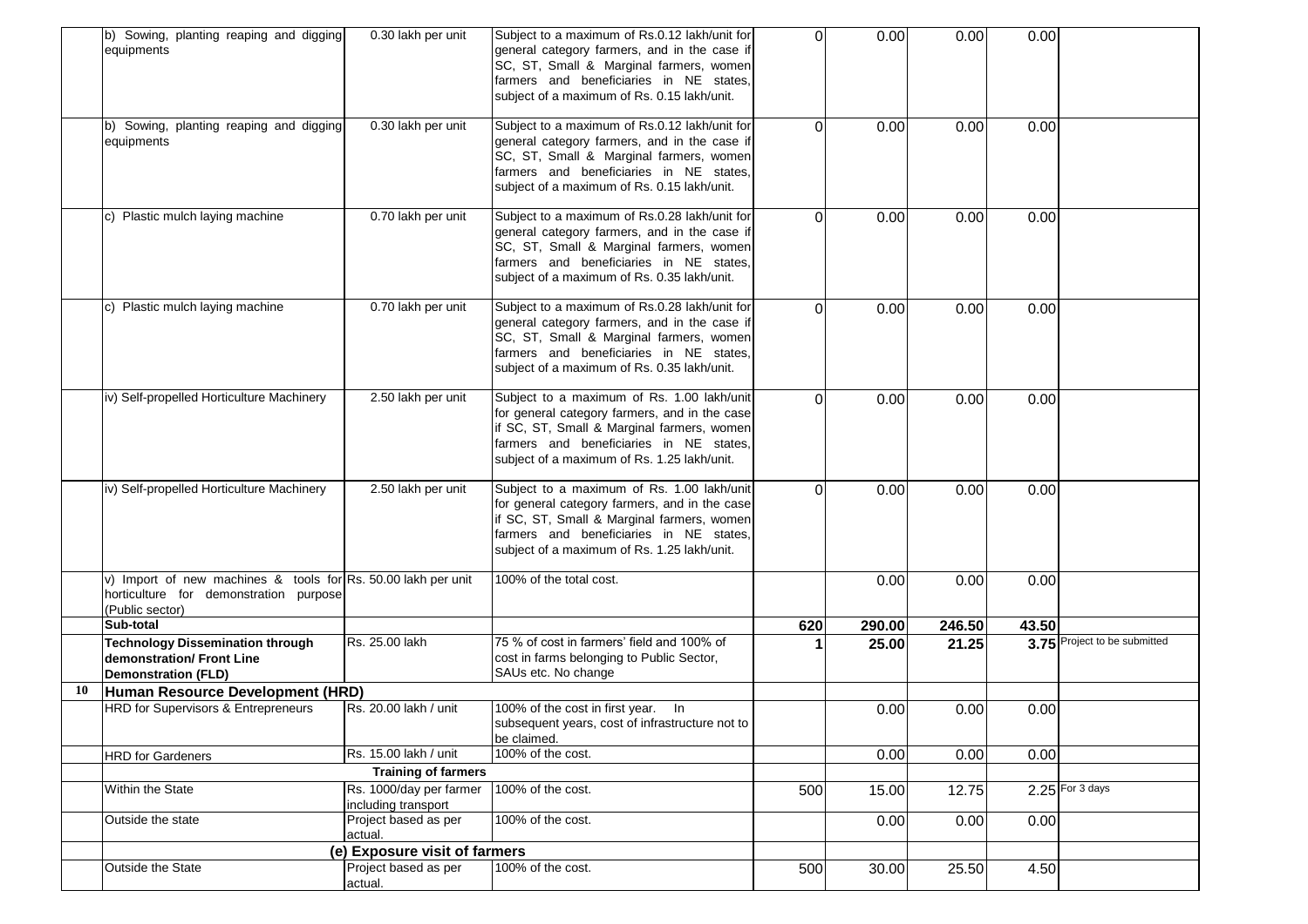| | | | | | | | | |
|---|---|---|---|---|---|---|---|---|
| | b) Sowing, planting reaping and digging equipments | 0.30 lakh per unit | Subject to a maximum of Rs.0.12 lakh/unit for general category farmers, and in the case if SC, ST, Small & Marginal farmers, women farmers and beneficiaries in NE states, subject of a maximum of Rs. 0.15 lakh/unit. | 0 | 0.00 | 0.00 | 0.00 | |
| | b) Sowing, planting reaping and digging equipments | 0.30 lakh per unit | Subject to a maximum of Rs.0.12 lakh/unit for general category farmers, and in the case if SC, ST, Small & Marginal farmers, women farmers and beneficiaries in NE states, subject of a maximum of Rs. 0.15 lakh/unit. | 0 | 0.00 | 0.00 | 0.00 | |
| | c) Plastic mulch laying machine | 0.70 lakh per unit | Subject to a maximum of Rs.0.28 lakh/unit for general category farmers, and in the case if SC, ST, Small & Marginal farmers, women farmers and beneficiaries in NE states, subject of a maximum of Rs. 0.35 lakh/unit. | 0 | 0.00 | 0.00 | 0.00 | |
| | c) Plastic mulch laying machine | 0.70 lakh per unit | Subject to a maximum of Rs.0.28 lakh/unit for general category farmers, and in the case if SC, ST, Small & Marginal farmers, women farmers and beneficiaries in NE states, subject of a maximum of Rs. 0.35 lakh/unit. | 0 | 0.00 | 0.00 | 0.00 | |
| | iv) Self-propelled Horticulture Machinery | 2.50 lakh per unit | Subject to a maximum of Rs. 1.00 lakh/unit for general category farmers, and in the case if SC, ST, Small & Marginal farmers, women farmers and beneficiaries in NE states, subject of a maximum of Rs. 1.25 lakh/unit. | 0 | 0.00 | 0.00 | 0.00 | |
| | iv) Self-propelled Horticulture Machinery | 2.50 lakh per unit | Subject to a maximum of Rs. 1.00 lakh/unit for general category farmers, and in the case if SC, ST, Small & Marginal farmers, women farmers and beneficiaries in NE states, subject of a maximum of Rs. 1.25 lakh/unit. | 0 | 0.00 | 0.00 | 0.00 | |
| | v) Import of new machines & tools for horticulture for demonstration purpose (Public sector) | Rs. 50.00 lakh per unit | 100% of the total cost. | | 0.00 | 0.00 | 0.00 | |
| | **Sub-total** | | | **620** | **290.00** | **246.50** | **43.50** | |
| | **Technology Dissemination through demonstration/ Front Line Demonstration (FLD)** | Rs. 25.00 lakh | 75 % of cost in farmers' field and 100% of cost in farms belonging to Public Sector, SAUs etc. No change | **1** | **25.00** | **21.25** | **3.75** | Project to be submitted |
| **10** | **Human Resource Development (HRD)** | | | | | | | |
| | HRD for Supervisors & Entrepreneurs | Rs. 20.00 lakh / unit | 100% of the cost in first year. In subsequent years, cost of infrastructure not to be claimed. | | 0.00 | 0.00 | 0.00 | |
| | HRD for Gardeners | Rs. 15.00 lakh / unit | 100% of the cost. | | 0.00 | 0.00 | 0.00 | |
| | | **Training of farmers** | | | | | | |
| | Within the State | Rs. 1000/day per farmer including transport | 100% of the cost. | 500 | 15.00 | 12.75 | 2.25 | For 3 days |
| | Outside the state | Project based as per actual. | 100% of the cost. | | 0.00 | 0.00 | 0.00 | |
| | | **(e) Exposure visit of farmers** | | | | | | |
| | Outside the State | Project based as per actual. | 100% of the cost. | 500 | 30.00 | 25.50 | 4.50 | |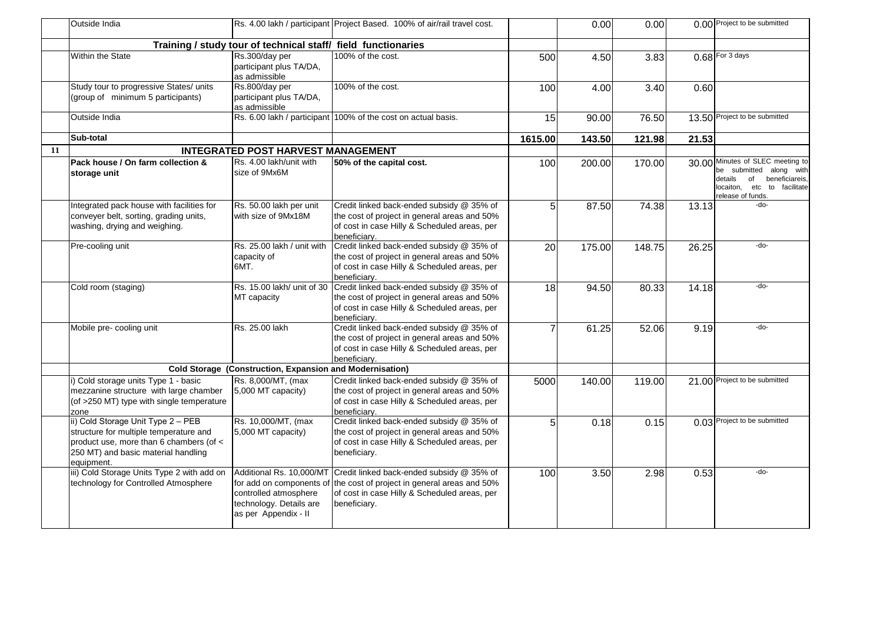| | | | | | | | | |
|---|---|---|---|---|---|---|---|---|
| | Outside India | Rs. 4.00 lakh / participant | Project Based. 100% of air/rail travel cost. | | 0.00 | 0.00 | 0.00 | Project to be submitted |
| | **Training / study tour of technical staff/ field functionaries** | | | | | | | |
| | Within the State | Rs.300/day per participant plus TA/DA, as admissible | 100% of the cost. | 500 | 4.50 | 3.83 | 0.68 | For 3 days |
| | Study tour to progressive States/ units (group of minimum 5 participants) | Rs.800/day per participant plus TA/DA, as admissible | 100% of the cost. | 100 | 4.00 | 3.40 | 0.60 | |
| | Outside India | Rs. 6.00 lakh / participant | 100% of the cost on actual basis. | 15 | 90.00 | 76.50 | 13.50 | Project to be submitted |
| | **Sub-total** | | | **1615.00** | **143.50** | **121.98** | **21.53** | |
| **11** | **INTEGRATED POST HARVEST MANAGEMENT** | | | | | | | |
| | **Pack house / On farm collection & storage unit** | Rs. 4.00 lakh/unit with size of 9Mx6M | **50% of the capital cost.** | 100 | 200.00 | 170.00 | 30.00 | Minutes of SLEC meeting to be submitted along with details of beneficiareis, locaiton, etc to facilitate release of funds. |
| | Integrated pack house with facilities for conveyer belt, sorting, grading units, washing, drying and weighing. | Rs. 50.00 lakh per unit with size of 9Mx18M | Credit linked back-ended subsidy @ 35% of the cost of project in general areas and 50% of cost in case Hilly & Scheduled areas, per beneficiary. | 5 | 87.50 | 74.38 | 13.13 | -do- |
| | Pre-cooling unit | Rs. 25.00 lakh / unit with capacity of 6MT. | Credit linked back-ended subsidy @ 35% of the cost of project in general areas and 50% of cost in case Hilly & Scheduled areas, per beneficiary. | 20 | 175.00 | 148.75 | 26.25 | -do- |
| | Cold room (staging) | Rs. 15.00 lakh/ unit of 30 MT capacity | Credit linked back-ended subsidy @ 35% of the cost of project in general areas and 50% of cost in case Hilly & Scheduled areas, per beneficiary. | 18 | 94.50 | 80.33 | 14.18 | -do- |
| | Mobile pre- cooling unit | Rs. 25.00 lakh | Credit linked back-ended subsidy @ 35% of the cost of project in general areas and 50% of cost in case Hilly & Scheduled areas, per beneficiary. | 7 | 61.25 | 52.06 | 9.19 | -do- |
| | **Cold Storage (Construction, Expansion and Modernisation)** | | | | | | | |
| | i) Cold storage units Type 1 - basic mezzanine structure with large chamber (of >250 MT) type with single temperature zone | Rs. 8,000/MT, (max 5,000 MT capacity) | Credit linked back-ended subsidy @ 35% of the cost of project in general areas and 50% of cost in case Hilly & Scheduled areas, per beneficiary. | 5000 | 140.00 | 119.00 | 21.00 | Project to be submitted |
| | ii) Cold Storage Unit Type 2 – PEB structure for multiple temperature and product use, more than 6 chambers (of < 250 MT) and basic material handling equipment. | Rs. 10,000/MT, (max 5,000 MT capacity) | Credit linked back-ended subsidy @ 35% of the cost of project in general areas and 50% of cost in case Hilly & Scheduled areas, per beneficiary. | 5 | 0.18 | 0.15 | 0.03 | Project to be submitted |
| | iii) Cold Storage Units Type 2 with add on technology for Controlled Atmosphere | Additional Rs. 10,000/MT for add on components of controlled atmosphere technology. Details are as per Appendix - II | Credit linked back-ended subsidy @ 35% of the cost of project in general areas and 50% of cost in case Hilly & Scheduled areas, per beneficiary. | 100 | 3.50 | 2.98 | 0.53 | -do- |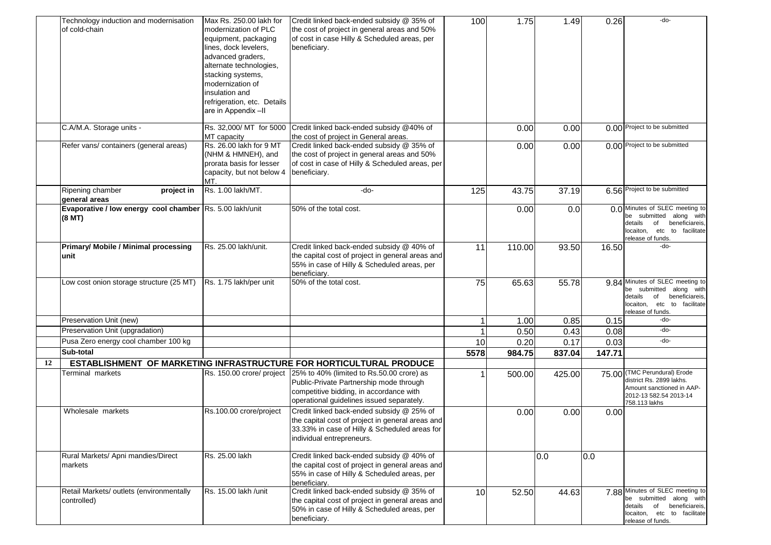|  | Technology induction and modernisation of cold-chain | Max Rs. 250.00 lakh for modernization of PLC equipment, packaging lines, dock levelers, advanced graders, alternate technologies, stacking systems, modernization of insulation and refrigeration, etc. Details are in Appendix –II | Credit linked back-ended subsidy @ 35% of the cost of project in general areas and 50% of cost in case Hilly & Scheduled areas, per beneficiary. | 100 | 1.75 | 1.49 | 0.26 | -do- |
|---|---|---|---|---|---|---|---|---|
|  | C.A/M.A. Storage units - | Rs. 32,000/ MT for 5000 MT capacity | Credit linked back-ended subsidy @40% of the cost of project in General areas. |  | 0.00 | 0.00 | 0.00 | Project to be submitted |
|  | Refer vans/ containers (general areas) | Rs. 26.00 lakh for 9 MT (NHM & HMNEH), and prorata basis for lesser capacity, but not below 4 MT. | Credit linked back-ended subsidy @ 35% of the cost of project in general areas and 50% of cost in case of Hilly & Scheduled areas, per beneficiary. |  | 0.00 | 0.00 | 0.00 | Project to be submitted |
|  | Ripening chamber project in general areas | Rs. 1.00 lakh/MT. | -do- | 125 | 43.75 | 37.19 | 6.56 | Project to be submitted |
|  | **Evaporative / low energy cool chamber (8 MT)** | Rs. 5.00 lakh/unit | 50% of the total cost. |  | 0.00 | 0.0 | 0.0 | Minutes of SLEC meeting to be submitted along with details of beneficiareis, locaiton, etc to facilitate release of funds. |
|  | **Primary/ Mobile / Minimal processing unit** | Rs. 25.00 lakh/unit. | Credit linked back-ended subsidy @ 40% of the capital cost of project in general areas and 55% in case of Hilly & Scheduled areas, per beneficiary. | 11 | 110.00 | 93.50 | 16.50 | -do- |
|  | Low cost onion storage structure (25 MT) | Rs. 1.75 lakh/per unit | 50% of the total cost. | 75 | 65.63 | 55.78 | 9.84 | Minutes of SLEC meeting to be submitted along with details of beneficiareis, locaiton, etc to facilitate release of funds. |
|  | Preservation Unit (new) |  |  | 1 | 1.00 | 0.85 | 0.15 | -do- |
|  | Preservation Unit (upgradation) |  |  | 1 | 0.50 | 0.43 | 0.08 | -do- |
|  | Pusa Zero energy cool chamber 100 kg |  |  | 10 | 0.20 | 0.17 | 0.03 | -do- |
|  | **Sub-total** |  |  | **5578** | **984.75** | **837.04** | **147.71** |  |
| **12** | **ESTABLISHMENT OF MARKETING INFRASTRUCTURE FOR HORTICULTURAL PRODUCE** |  |  |  |  |  |  |  |
|  | Terminal markets | Rs. 150.00 crore/ project | 25% to 40% (limited to Rs.50.00 crore) as Public-Private Partnership mode through competitive bidding, in accordance with operational guidelines issued separately. | 1 | 500.00 | 425.00 | 75.00 | (TMC Perundural) Erode district Rs. 2899 lakhs. Amount sanctioned in AAP-2012-13 582.54 2013-14 758.113 lakhs |
|  | Wholesale markets | Rs.100.00 crore/project | Credit linked back-ended subsidy @ 25% of the capital cost of project in general areas and 33.33% in case of Hilly & Scheduled areas for individual entrepreneurs. |  | 0.00 | 0.00 | 0.00 |  |
|  | Rural Markets/ Apni mandies/Direct markets | Rs. 25.00 lakh | Credit linked back-ended subsidy @ 40% of the capital cost of project in general areas and 55% in case of Hilly & Scheduled areas, per beneficiary. |  |  | 0.0 | 0.0 |  |
|  | Retail Markets/ outlets (environmentally controlled) | Rs. 15.00 lakh /unit | Credit linked back-ended subsidy @ 35% of the capital cost of project in general areas and 50% in case of Hilly & Scheduled areas, per beneficiary. | 10 | 52.50 | 44.63 | 7.88 | Minutes of SLEC meeting to be submitted along with details of beneficiareis, locaiton, etc to facilitate release of funds. |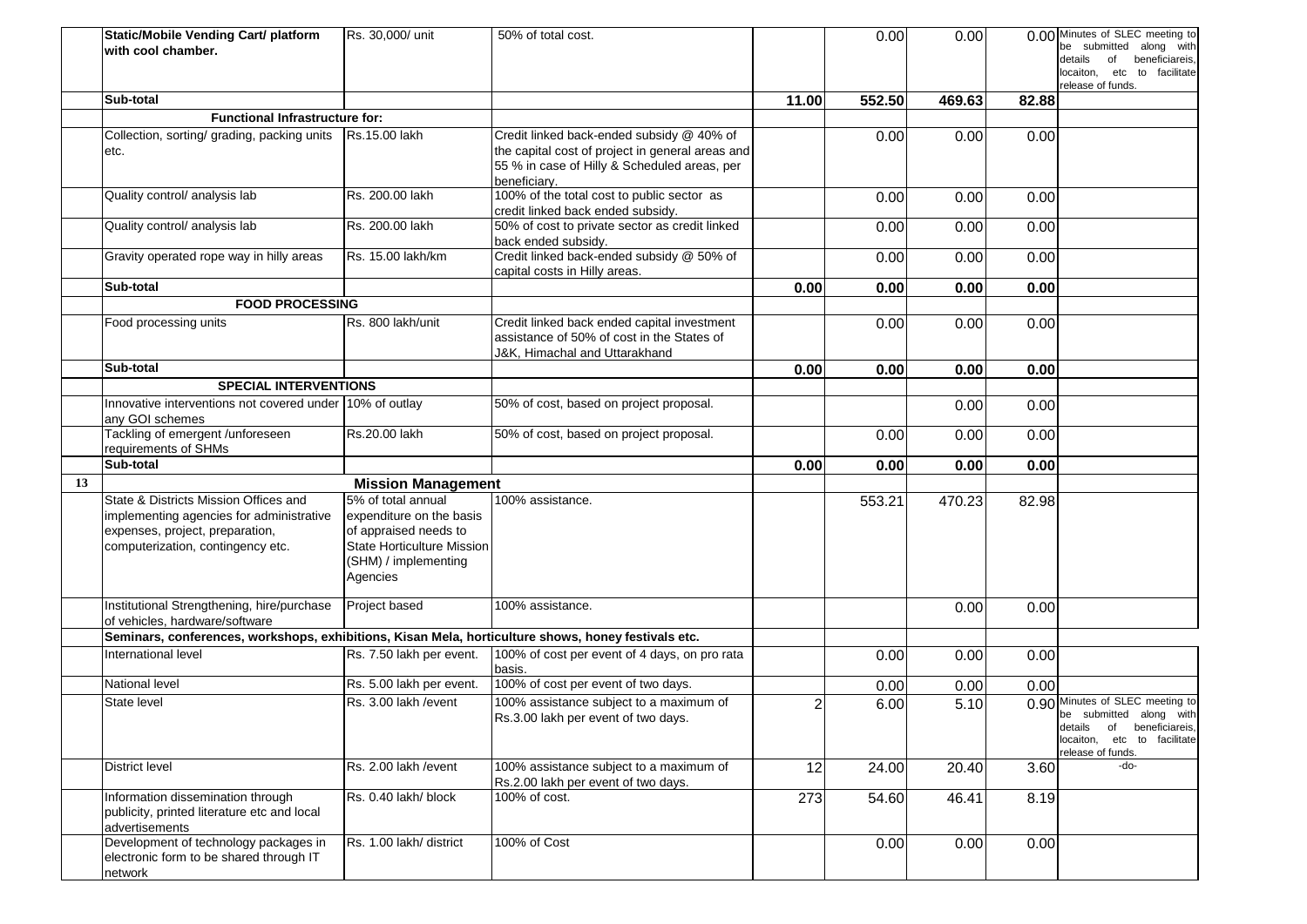| | | | | | | | | |
|---|---|---|---|---|---|---|---|---|
| | **Static/Mobile Vending Cart/ platform with cool chamber.** | Rs. 30,000/ unit | 50% of total cost. | | 0.00 | 0.00 | 0.00 | Minutes of SLEC meeting to be submitted along with details of beneficiareis, locaiton, etc to facilitate release of funds. |
| | **Sub-total** | | | **11.00** | **552.50** | **469.63** | **82.88** | |
| | **Functional Infrastructure for:** | | | | | | | |
| | Collection, sorting/ grading, packing units etc. | Rs.15.00 lakh | Credit linked back-ended subsidy @ 40% of the capital cost of project in general areas and 55 % in case of Hilly & Scheduled areas, per beneficiary. | | 0.00 | 0.00 | 0.00 | |
| | Quality control/ analysis lab | Rs. 200.00 lakh | 100% of the total cost to public sector as credit linked back ended subsidy. | | 0.00 | 0.00 | 0.00 | |
| | Quality control/ analysis lab | Rs. 200.00 lakh | 50% of cost to private sector as credit linked back ended subsidy. | | 0.00 | 0.00 | 0.00 | |
| | Gravity operated rope way in hilly areas | Rs. 15.00 lakh/km | Credit linked back-ended subsidy @ 50% of capital costs in Hilly areas. | | 0.00 | 0.00 | 0.00 | |
| | **Sub-total** | | | **0.00** | **0.00** | **0.00** | **0.00** | |
| | **FOOD PROCESSING** | | | | | | | |
| | Food processing units | Rs. 800 lakh/unit | Credit linked back ended capital investment assistance of 50% of cost in the States of J&K, Himachal and Uttarakhand | | 0.00 | 0.00 | 0.00 | |
| | **Sub-total** | | | **0.00** | **0.00** | **0.00** | **0.00** | |
| | **SPECIAL INTERVENTIONS** | | | | | | | |
| | Innovative interventions not covered under any GOI schemes | 10% of outlay | 50% of cost, based on project proposal. | | | 0.00 | 0.00 | |
| | Tackling of emergent /unforeseen requirements of SHMs | Rs.20.00 lakh | 50% of cost, based on project proposal. | | 0.00 | 0.00 | 0.00 | |
| | **Sub-total** | | | **0.00** | **0.00** | **0.00** | **0.00** | |
| **13** | | **Mission Management** | | | | | | |
| | State & Districts Mission Offices and implementing agencies for administrative expenses, project, preparation, computerization, contingency etc. | 5% of total annual expenditure on the basis of appraised needs to State Horticulture Mission (SHM) / implementing Agencies | 100% assistance. | | 553.21 | 470.23 | 82.98 | |
| | Institutional Strengthening, hire/purchase of vehicles, hardware/software | Project based | 100% assistance. | | | 0.00 | 0.00 | |
| | **Seminars, conferences, workshops, exhibitions, Kisan Mela, horticulture shows, honey festivals etc.** | | | | | | | |
| | International level | Rs. 7.50 lakh per event. | 100% of cost per event of 4 days, on pro rata basis. | | 0.00 | 0.00 | 0.00 | |
| | National level | Rs. 5.00 lakh per event. | 100% of cost per event of two days. | | 0.00 | 0.00 | 0.00 | |
| | State level | Rs. 3.00 lakh /event | 100% assistance subject to a maximum of Rs.3.00 lakh per event of two days. | 2 | 6.00 | 5.10 | 0.90 | Minutes of SLEC meeting to be submitted along with details of beneficiareis, locaiton, etc to facilitate release of funds. |
| | District level | Rs. 2.00 lakh /event | 100% assistance subject to a maximum of Rs.2.00 lakh per event of two days. | 12 | 24.00 | 20.40 | 3.60 | -do- |
| | Information dissemination through publicity, printed literature etc and local advertisements | Rs. 0.40 lakh/ block | 100% of cost. | 273 | 54.60 | 46.41 | 8.19 | |
| | Development of technology packages in electronic form to be shared through IT network | Rs. 1.00 lakh/ district | 100% of Cost | | 0.00 | 0.00 | 0.00 | |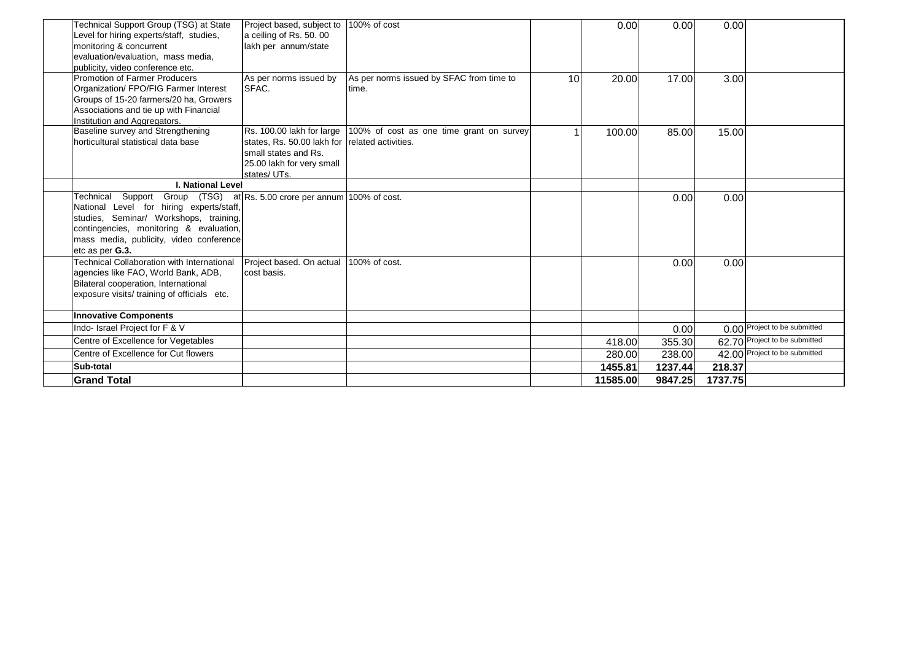| | | | | | | | | |
|---|---|---|---|---|---|---|---|---|
| | Technical Support Group (TSG) at State Level for hiring experts/staff, studies, monitoring & concurrent evaluation/evaluation, mass media, publicity, video conference etc. | Project based, subject to a ceiling of Rs. 50. 00 lakh per annum/state | 100% of cost | | 0.00 | 0.00 | 0.00 | |
| | Promotion of Farmer Producers Organization/ FPO/FIG Farmer Interest Groups of 15-20 farmers/20 ha, Growers Associations and tie up with Financial Institution and Aggregators. | As per norms issued by SFAC. | As per norms issued by SFAC from time to time. | 10 | 20.00 | 17.00 | 3.00 | |
| | Baseline survey and Strengthening horticultural statistical data base | Rs. 100.00 lakh for large states, Rs. 50.00 lakh for small states and Rs. 25.00 lakh for very small states/ UTs. | 100% of cost as one time grant on survey related activities. | 1 | 100.00 | 85.00 | 15.00 | |
| | **I. National Level** | | | | | | | |
| | Technical Support Group (TSG) at National Level for hiring experts/staff, studies, Seminar/ Workshops, training, contingencies, monitoring & evaluation, mass media, publicity, video conference etc as per **G.3.** | Rs. 5.00 crore per annum | 100% of cost. | | | 0.00 | 0.00 | |
| | Technical Collaboration with International agencies like FAO, World Bank, ADB, Bilateral cooperation, International exposure visits/ training of officials etc. | Project based. On actual cost basis. | 100% of cost. | | | 0.00 | 0.00 | |
| | **Innovative Components** | | | | | | | |
| | Indo- Israel Project for F & V | | | | | 0.00 | 0.00 | Project to be submitted |
| | Centre of Excellence for Vegetables | | | | 418.00 | 355.30 | 62.70 | Project to be submitted |
| | Centre of Excellence for Cut flowers | | | | 280.00 | 238.00 | 42.00 | Project to be submitted |
| | **Sub-total** | | | | **1455.81** | **1237.44** | **218.37** | |
| | **Grand Total** | | | | **11585.00** | **9847.25** | **1737.75** | |